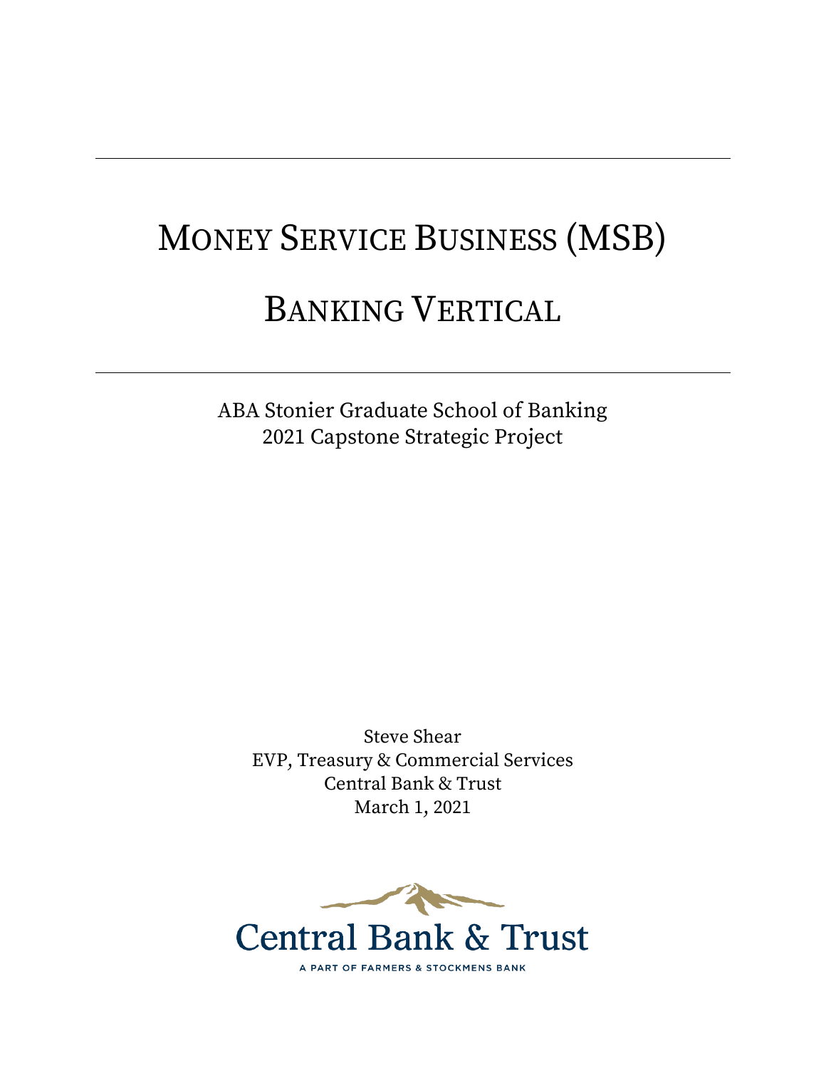# Money Service Business (MSB)

# Banking Vertical

ABA Stonier Graduate School of Banking
2021 Capstone Strategic Project

Steve Shear
EVP, Treasury & Commercial Services
Central Bank & Trust
March 1, 2021

Central Bank & Trust

A PART OF FARMERS & STOCKMENS BANK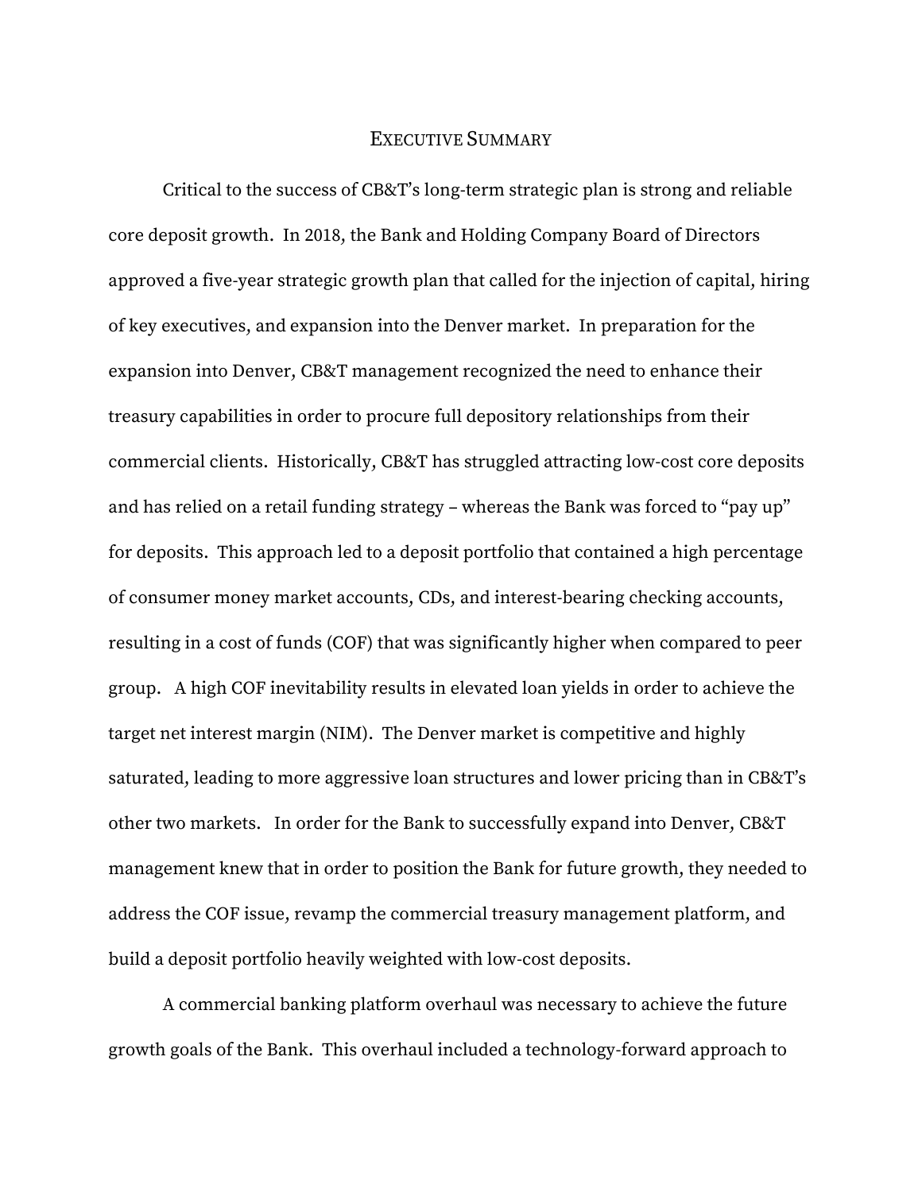# Executive Summary

Critical to the success of CB&T's long-term strategic plan is strong and reliable core deposit growth. In 2018, the Bank and Holding Company Board of Directors approved a five-year strategic growth plan that called for the injection of capital, hiring of key executives, and expansion into the Denver market. In preparation for the expansion into Denver, CB&T management recognized the need to enhance their treasury capabilities in order to procure full depository relationships from their commercial clients. Historically, CB&T has struggled attracting low-cost core deposits and has relied on a retail funding strategy – whereas the Bank was forced to "pay up" for deposits. This approach led to a deposit portfolio that contained a high percentage of consumer money market accounts, CDs, and interest-bearing checking accounts, resulting in a cost of funds (COF) that was significantly higher when compared to peer group. A high COF inevitability results in elevated loan yields in order to achieve the target net interest margin (NIM). The Denver market is competitive and highly saturated, leading to more aggressive loan structures and lower pricing than in CB&T's other two markets. In order for the Bank to successfully expand into Denver, CB&T management knew that in order to position the Bank for future growth, they needed to address the COF issue, revamp the commercial treasury management platform, and build a deposit portfolio heavily weighted with low-cost deposits.

A commercial banking platform overhaul was necessary to achieve the future growth goals of the Bank. This overhaul included a technology-forward approach to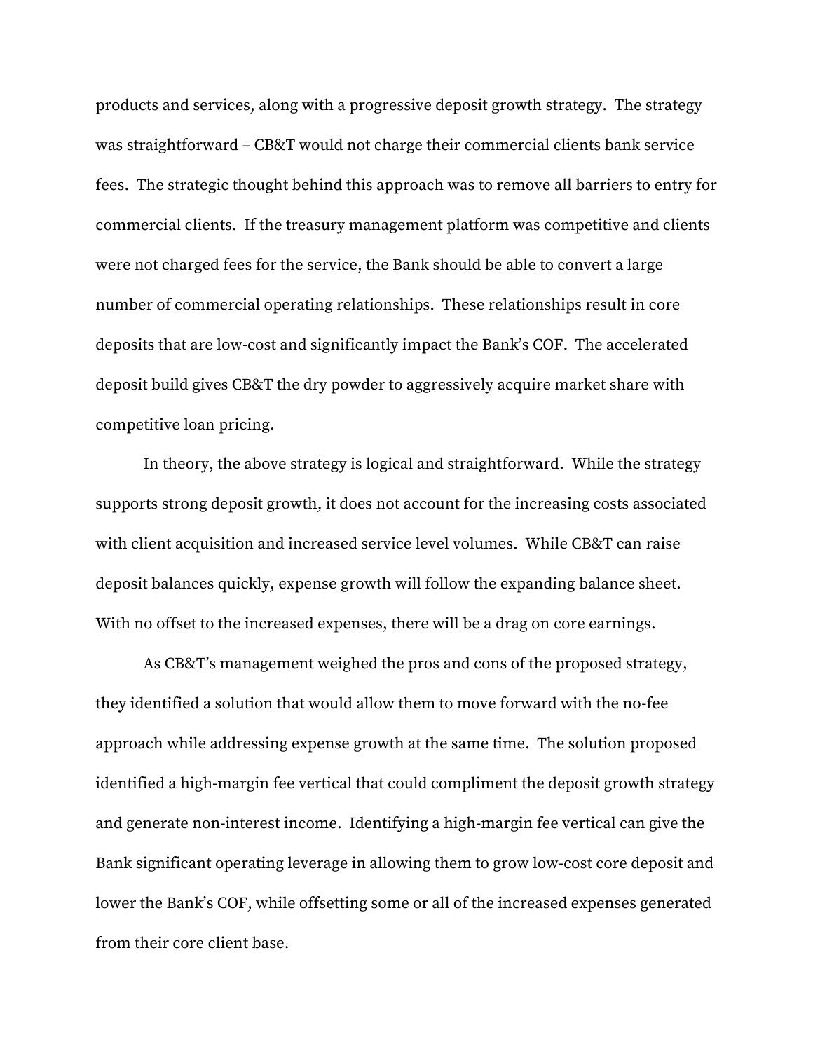products and services, along with a progressive deposit growth strategy. The strategy was straightforward – CB&T would not charge their commercial clients bank service fees. The strategic thought behind this approach was to remove all barriers to entry for commercial clients. If the treasury management platform was competitive and clients were not charged fees for the service, the Bank should be able to convert a large number of commercial operating relationships. These relationships result in core deposits that are low-cost and significantly impact the Bank's COF. The accelerated deposit build gives CB&T the dry powder to aggressively acquire market share with competitive loan pricing.

In theory, the above strategy is logical and straightforward. While the strategy supports strong deposit growth, it does not account for the increasing costs associated with client acquisition and increased service level volumes. While CB&T can raise deposit balances quickly, expense growth will follow the expanding balance sheet. With no offset to the increased expenses, there will be a drag on core earnings.

As CB&T's management weighed the pros and cons of the proposed strategy, they identified a solution that would allow them to move forward with the no-fee approach while addressing expense growth at the same time. The solution proposed identified a high-margin fee vertical that could compliment the deposit growth strategy and generate non-interest income. Identifying a high-margin fee vertical can give the Bank significant operating leverage in allowing them to grow low-cost core deposit and lower the Bank's COF, while offsetting some or all of the increased expenses generated from their core client base.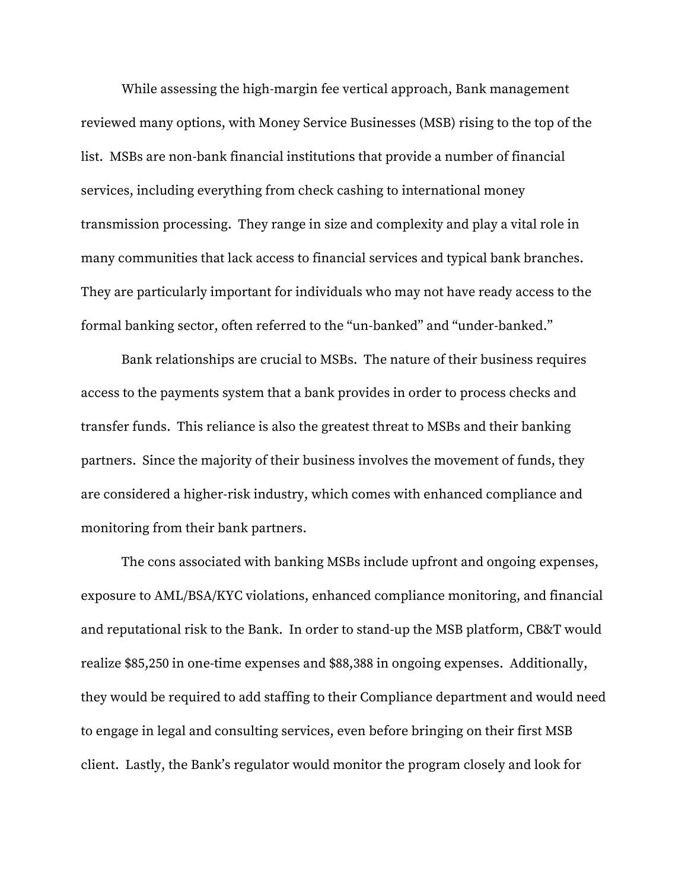While assessing the high-margin fee vertical approach, Bank management reviewed many options, with Money Service Businesses (MSB) rising to the top of the list. MSBs are non-bank financial institutions that provide a number of financial services, including everything from check cashing to international money transmission processing. They range in size and complexity and play a vital role in many communities that lack access to financial services and typical bank branches. They are particularly important for individuals who may not have ready access to the formal banking sector, often referred to the "un-banked" and "under-banked."

Bank relationships are crucial to MSBs. The nature of their business requires access to the payments system that a bank provides in order to process checks and transfer funds. This reliance is also the greatest threat to MSBs and their banking partners. Since the majority of their business involves the movement of funds, they are considered a higher-risk industry, which comes with enhanced compliance and monitoring from their bank partners.

The cons associated with banking MSBs include upfront and ongoing expenses, exposure to AML/BSA/KYC violations, enhanced compliance monitoring, and financial and reputational risk to the Bank. In order to stand-up the MSB platform, CB&T would realize $85,250 in one-time expenses and $88,388 in ongoing expenses. Additionally, they would be required to add staffing to their Compliance department and would need to engage in legal and consulting services, even before bringing on their first MSB client. Lastly, the Bank's regulator would monitor the program closely and look for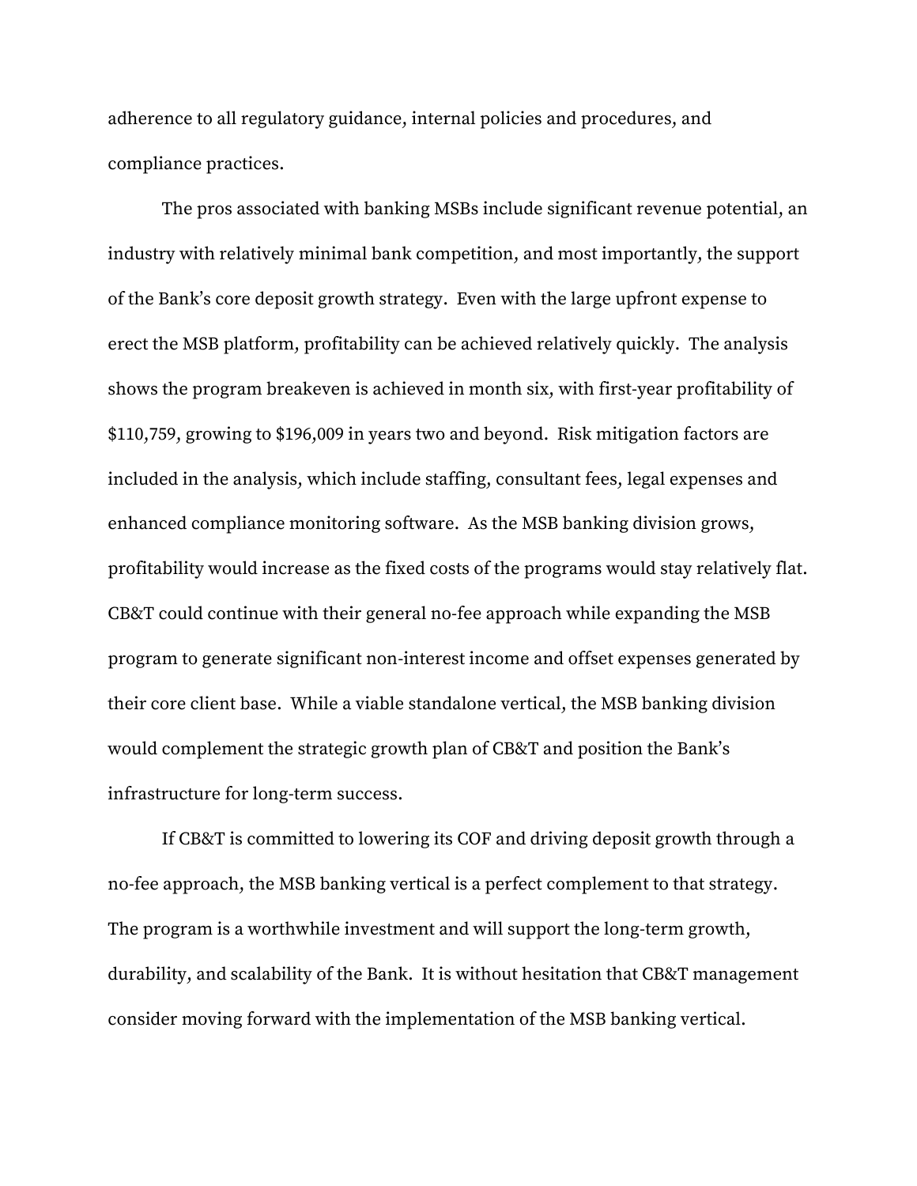adherence to all regulatory guidance, internal policies and procedures, and compliance practices.

The pros associated with banking MSBs include significant revenue potential, an industry with relatively minimal bank competition, and most importantly, the support of the Bank's core deposit growth strategy. Even with the large upfront expense to erect the MSB platform, profitability can be achieved relatively quickly. The analysis shows the program breakeven is achieved in month six, with first-year profitability of $110,759, growing to $196,009 in years two and beyond. Risk mitigation factors are included in the analysis, which include staffing, consultant fees, legal expenses and enhanced compliance monitoring software. As the MSB banking division grows, profitability would increase as the fixed costs of the programs would stay relatively flat. CB&T could continue with their general no-fee approach while expanding the MSB program to generate significant non-interest income and offset expenses generated by their core client base. While a viable standalone vertical, the MSB banking division would complement the strategic growth plan of CB&T and position the Bank's infrastructure for long-term success.

If CB&T is committed to lowering its COF and driving deposit growth through a no-fee approach, the MSB banking vertical is a perfect complement to that strategy. The program is a worthwhile investment and will support the long-term growth, durability, and scalability of the Bank. It is without hesitation that CB&T management consider moving forward with the implementation of the MSB banking vertical.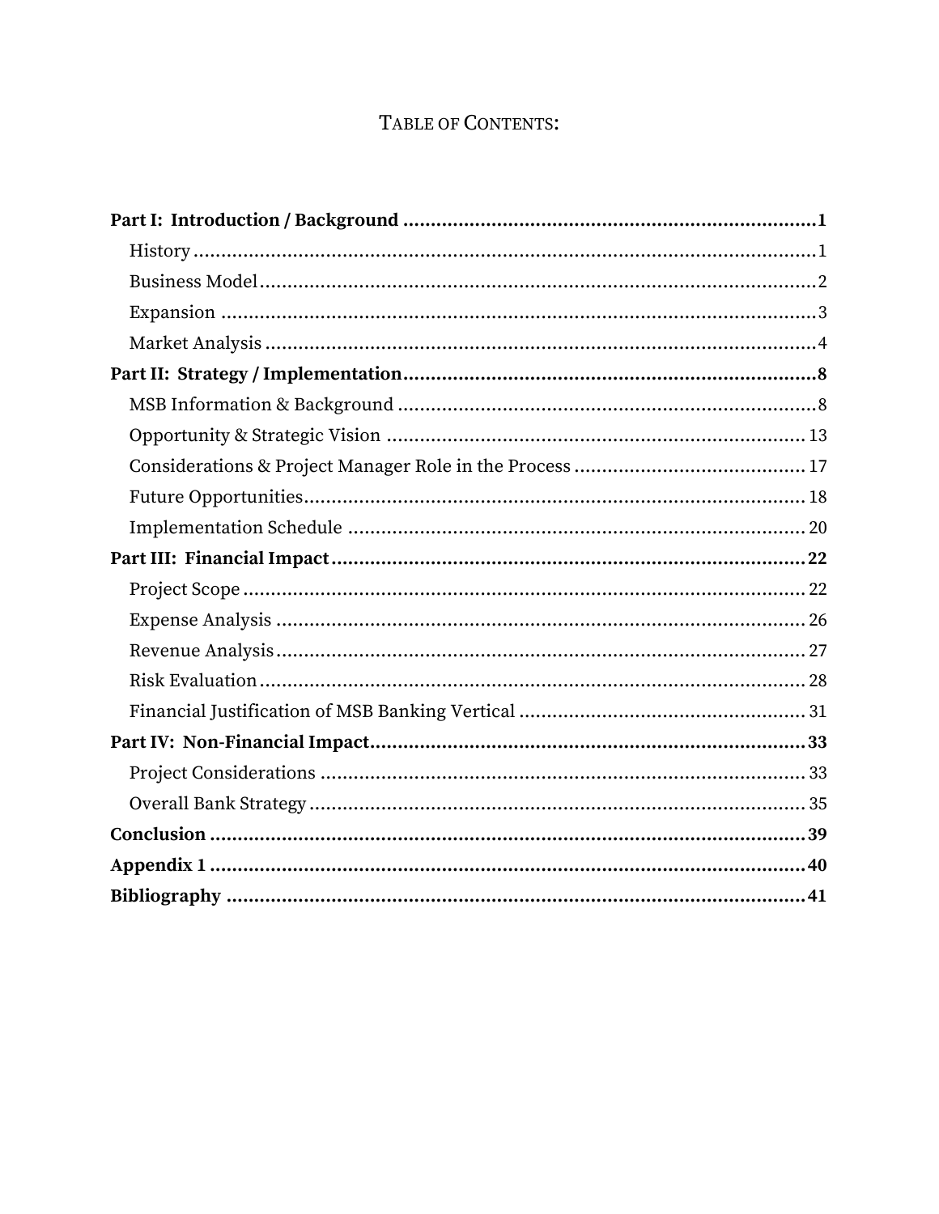# Table of Contents:

**Part I: Introduction / Background ........................................................................ 1**

- History ........................................................................................................ 1
- Business Model .......................................................................................... 2
- Expansion .................................................................................................. 3
- Market Analysis .......................................................................................... 4

**Part II: Strategy / Implementation ....................................................................... 8**

- MSB Information & Background ................................................................. 8
- Opportunity & Strategic Vision .................................................................. 13
- Considerations & Project Manager Role in the Process ............................... 17
- Future Opportunities .................................................................................. 18
- Implementation Schedule .......................................................................... 20

**Part III: Financial Impact ..................................................................................... 22**

- Project Scope ............................................................................................. 22
- Expense Analysis ....................................................................................... 26
- Revenue Analysis ....................................................................................... 27
- Risk Evaluation .......................................................................................... 28
- Financial Justification of MSB Banking Vertical ......................................... 31

**Part IV: Non-Financial Impact ............................................................................. 33**

- Project Considerations ............................................................................... 33
- Overall Bank Strategy ................................................................................. 35

**Conclusion ........................................................................................................... 39**

**Appendix 1 ........................................................................................................... 40**

**Bibliography ......................................................................................................... 41**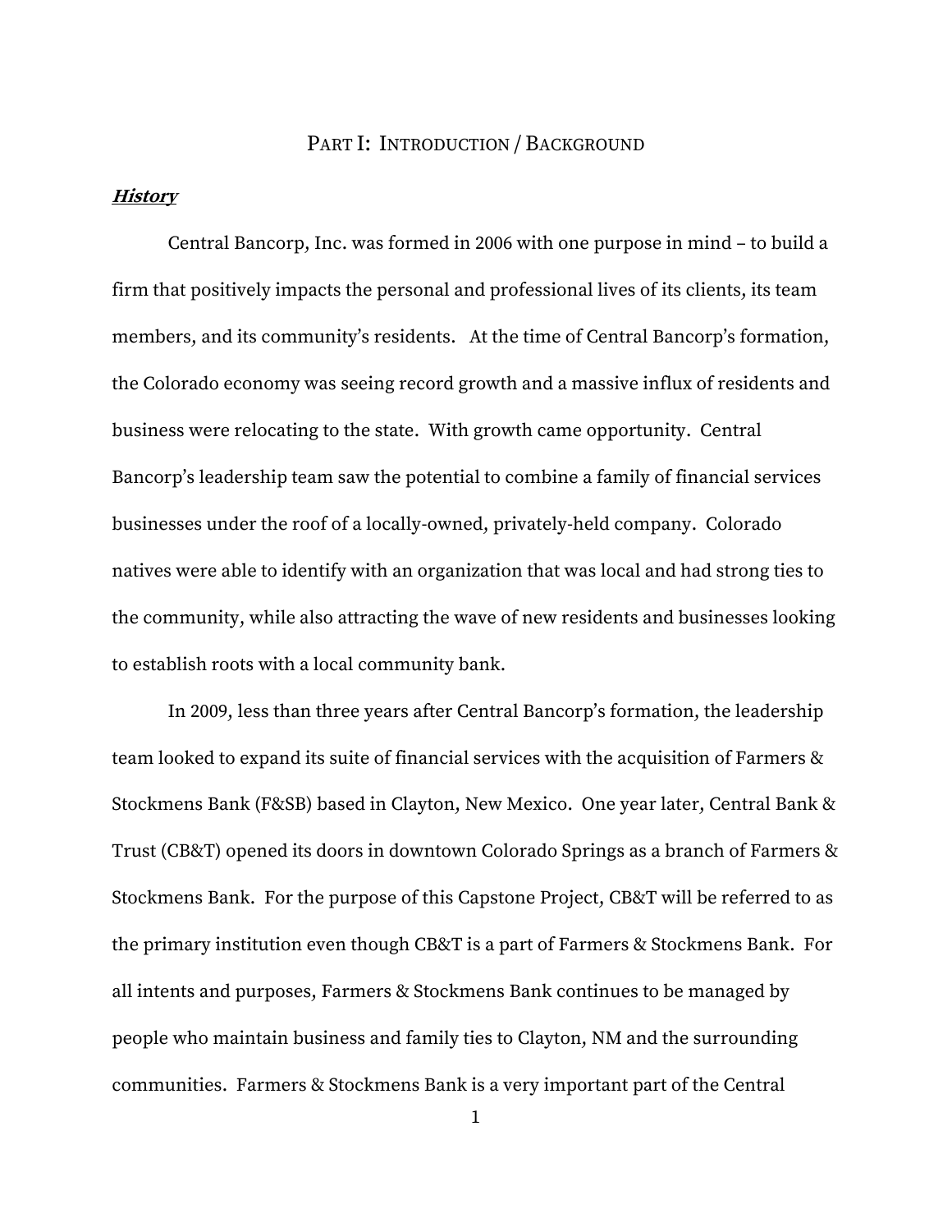# Part I: Introduction / Background

## ***History***

Central Bancorp, Inc. was formed in 2006 with one purpose in mind – to build a firm that positively impacts the personal and professional lives of its clients, its team members, and its community's residents. At the time of Central Bancorp's formation, the Colorado economy was seeing record growth and a massive influx of residents and business were relocating to the state. With growth came opportunity. Central Bancorp's leadership team saw the potential to combine a family of financial services businesses under the roof of a locally-owned, privately-held company. Colorado natives were able to identify with an organization that was local and had strong ties to the community, while also attracting the wave of new residents and businesses looking to establish roots with a local community bank.

In 2009, less than three years after Central Bancorp's formation, the leadership team looked to expand its suite of financial services with the acquisition of Farmers & Stockmens Bank (F&SB) based in Clayton, New Mexico. One year later, Central Bank & Trust (CB&T) opened its doors in downtown Colorado Springs as a branch of Farmers & Stockmens Bank. For the purpose of this Capstone Project, CB&T will be referred to as the primary institution even though CB&T is a part of Farmers & Stockmens Bank. For all intents and purposes, Farmers & Stockmens Bank continues to be managed by people who maintain business and family ties to Clayton, NM and the surrounding communities. Farmers & Stockmens Bank is a very important part of the Central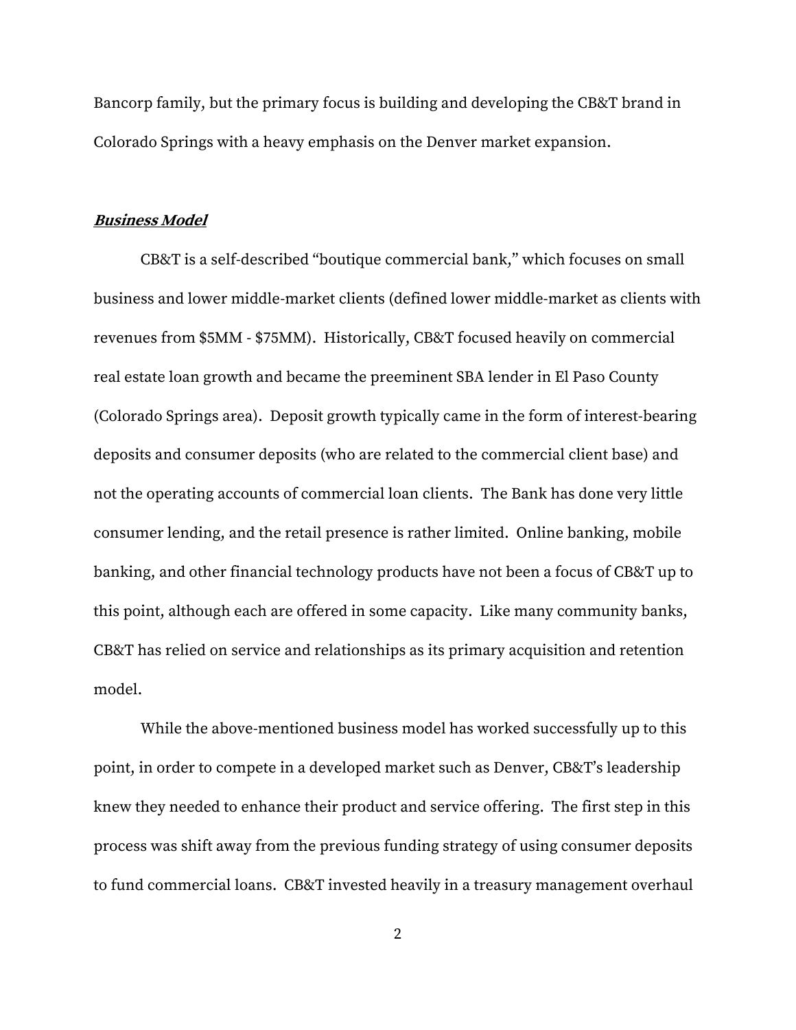Bancorp family, but the primary focus is building and developing the CB&T brand in Colorado Springs with a heavy emphasis on the Denver market expansion.

### ***Business Model***

CB&T is a self-described "boutique commercial bank," which focuses on small business and lower middle-market clients (defined lower middle-market as clients with revenues from $5MM - $75MM). Historically, CB&T focused heavily on commercial real estate loan growth and became the preeminent SBA lender in El Paso County (Colorado Springs area). Deposit growth typically came in the form of interest-bearing deposits and consumer deposits (who are related to the commercial client base) and not the operating accounts of commercial loan clients. The Bank has done very little consumer lending, and the retail presence is rather limited. Online banking, mobile banking, and other financial technology products have not been a focus of CB&T up to this point, although each are offered in some capacity. Like many community banks, CB&T has relied on service and relationships as its primary acquisition and retention model.

While the above-mentioned business model has worked successfully up to this point, in order to compete in a developed market such as Denver, CB&T's leadership knew they needed to enhance their product and service offering. The first step in this process was shift away from the previous funding strategy of using consumer deposits to fund commercial loans. CB&T invested heavily in a treasury management overhaul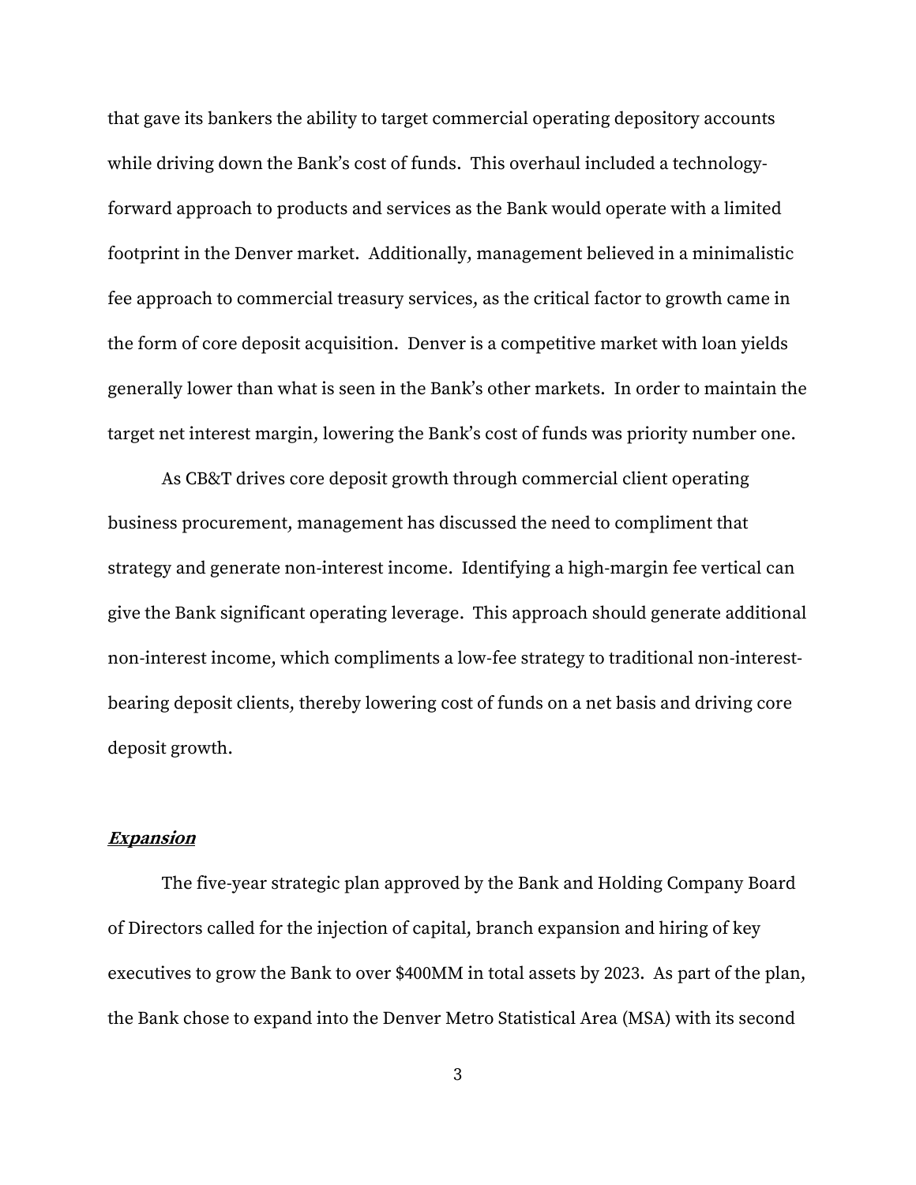that gave its bankers the ability to target commercial operating depository accounts while driving down the Bank's cost of funds. This overhaul included a technology-forward approach to products and services as the Bank would operate with a limited footprint in the Denver market. Additionally, management believed in a minimalistic fee approach to commercial treasury services, as the critical factor to growth came in the form of core deposit acquisition. Denver is a competitive market with loan yields generally lower than what is seen in the Bank's other markets. In order to maintain the target net interest margin, lowering the Bank's cost of funds was priority number one.

As CB&T drives core deposit growth through commercial client operating business procurement, management has discussed the need to compliment that strategy and generate non-interest income. Identifying a high-margin fee vertical can give the Bank significant operating leverage. This approach should generate additional non-interest income, which compliments a low-fee strategy to traditional non-interest-bearing deposit clients, thereby lowering cost of funds on a net basis and driving core deposit growth.

***Expansion***

The five-year strategic plan approved by the Bank and Holding Company Board of Directors called for the injection of capital, branch expansion and hiring of key executives to grow the Bank to over $400MM in total assets by 2023. As part of the plan, the Bank chose to expand into the Denver Metro Statistical Area (MSA) with its second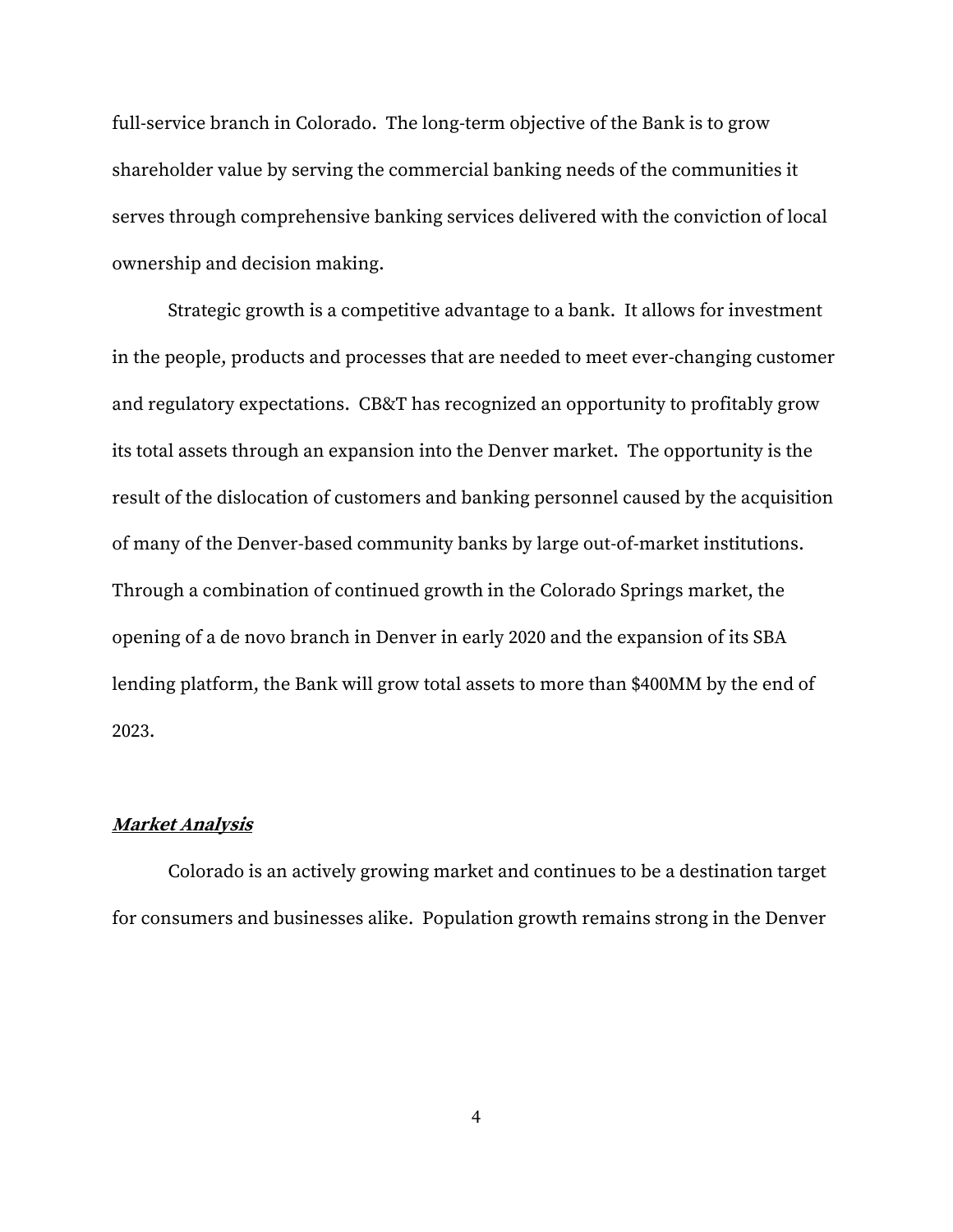full-service branch in Colorado. The long-term objective of the Bank is to grow shareholder value by serving the commercial banking needs of the communities it serves through comprehensive banking services delivered with the conviction of local ownership and decision making.

Strategic growth is a competitive advantage to a bank. It allows for investment in the people, products and processes that are needed to meet ever-changing customer and regulatory expectations. CB&T has recognized an opportunity to profitably grow its total assets through an expansion into the Denver market. The opportunity is the result of the dislocation of customers and banking personnel caused by the acquisition of many of the Denver-based community banks by large out-of-market institutions. Through a combination of continued growth in the Colorado Springs market, the opening of a de novo branch in Denver in early 2020 and the expansion of its SBA lending platform, the Bank will grow total assets to more than $400MM by the end of 2023.

***Market Analysis***

Colorado is an actively growing market and continues to be a destination target for consumers and businesses alike. Population growth remains strong in the Denver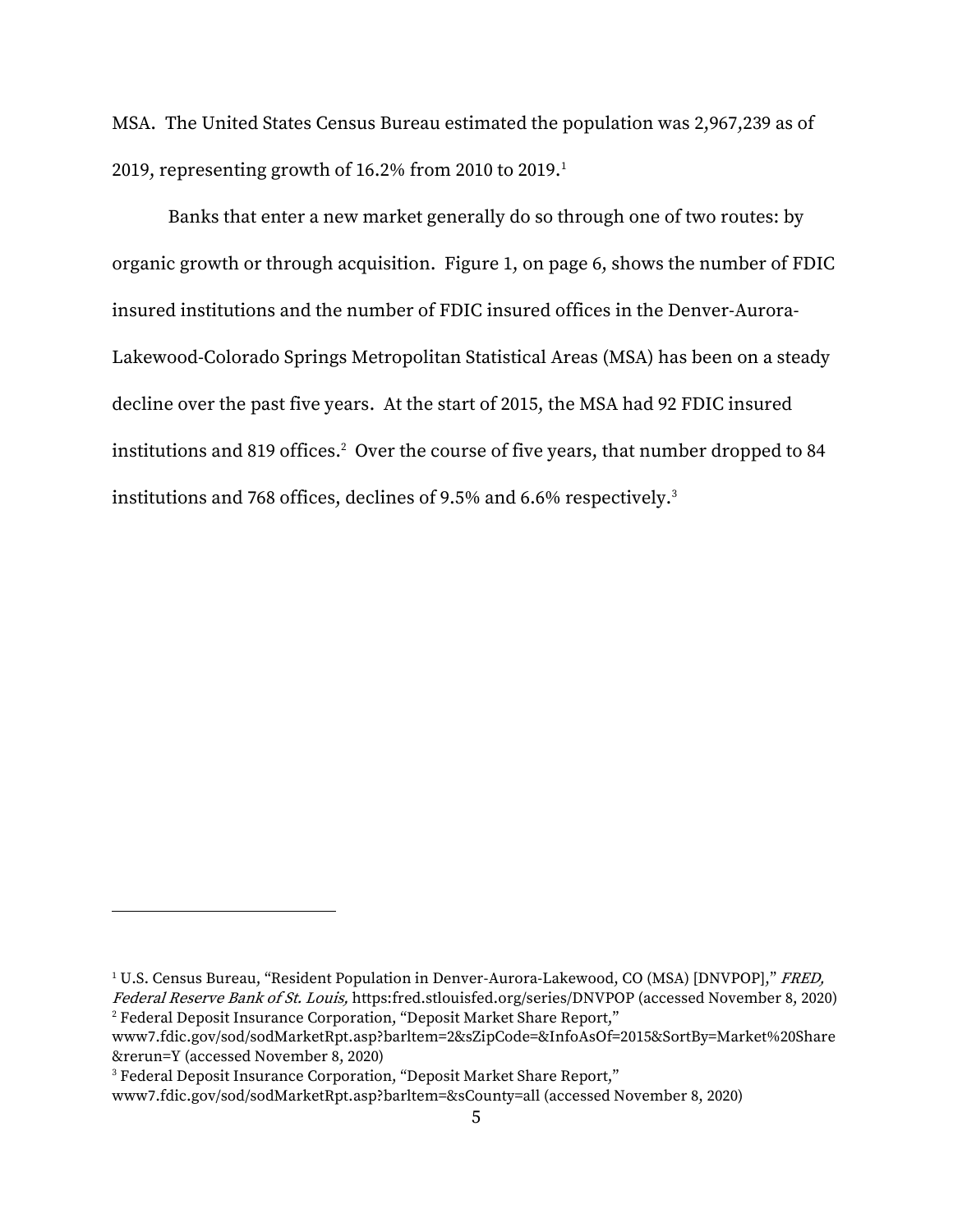MSA. The United States Census Bureau estimated the population was 2,967,239 as of 2019, representing growth of 16.2% from 2010 to 2019.[1]

Banks that enter a new market generally do so through one of two routes: by organic growth or through acquisition. Figure 1, on page 6, shows the number of FDIC insured institutions and the number of FDIC insured offices in the Denver-Aurora-Lakewood-Colorado Springs Metropolitan Statistical Areas (MSA) has been on a steady decline over the past five years. At the start of 2015, the MSA had 92 FDIC insured institutions and 819 offices.[2] Over the course of five years, that number dropped to 84 institutions and 768 offices, declines of 9.5% and 6.6% respectively.[3]

---

[1] U.S. Census Bureau, "Resident Population in Denver-Aurora-Lakewood, CO (MSA) [DNVPOP]," *FRED, Federal Reserve Bank of St. Louis,* https:fred.stlouisfed.org/series/DNVPOP (accessed November 8, 2020)

[2] Federal Deposit Insurance Corporation, "Deposit Market Share Report," www7.fdic.gov/sod/sodMarketRpt.asp?barItem=2&sZipCode=&InfoAsOf=2015&SortBy=Market%20Share&rerun=Y (accessed November 8, 2020)

[3] Federal Deposit Insurance Corporation, "Deposit Market Share Report," www7.fdic.gov/sod/sodMarketRpt.asp?barItem=&sCounty=all (accessed November 8, 2020)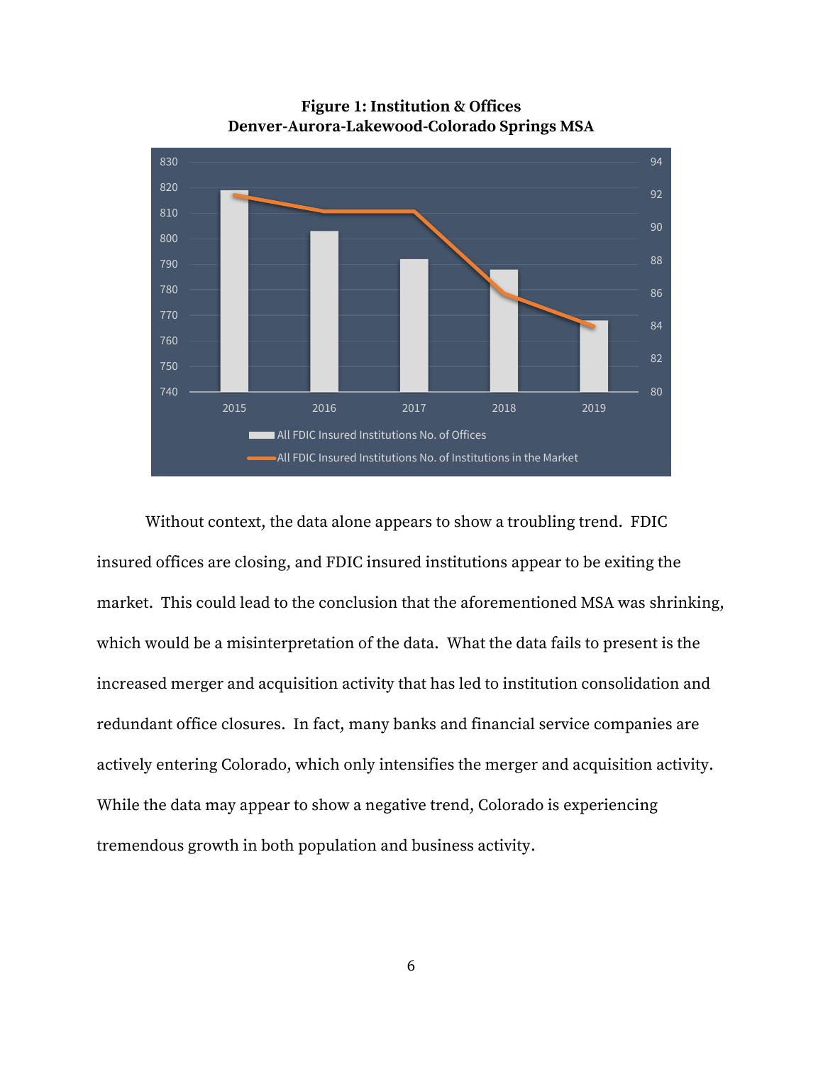**Figure 1: Institution & Offices**
**Denver-Aurora-Lakewood-Colorado Springs MSA**

Without context, the data alone appears to show a troubling trend. FDIC insured offices are closing, and FDIC insured institutions appear to be exiting the market. This could lead to the conclusion that the aforementioned MSA was shrinking, which would be a misinterpretation of the data. What the data fails to present is the increased merger and acquisition activity that has led to institution consolidation and redundant office closures. In fact, many banks and financial service companies are actively entering Colorado, which only intensifies the merger and acquisition activity. While the data may appear to show a negative trend, Colorado is experiencing tremendous growth in both population and business activity.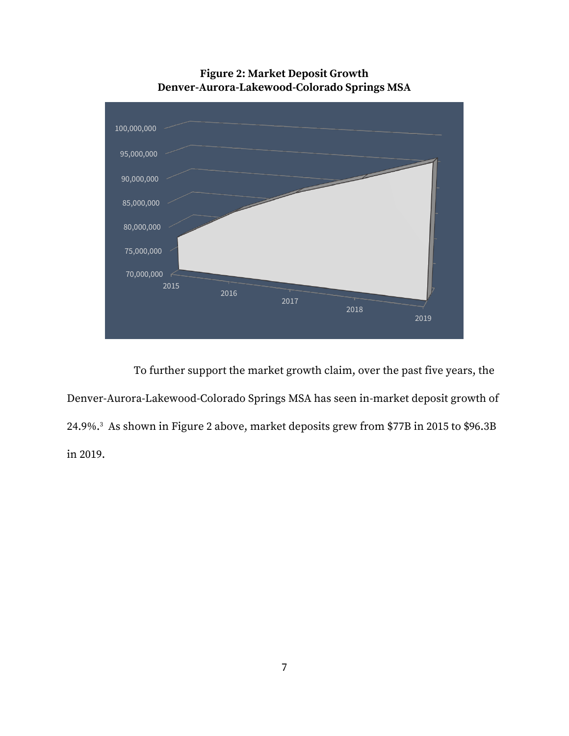**Figure 2: Market Deposit Growth**
**Denver-Aurora-Lakewood-Colorado Springs MSA**

To further support the market growth claim, over the past five years, the Denver-Aurora-Lakewood-Colorado Springs MSA has seen in-market deposit growth of 24.9%.[3] As shown in Figure 2 above, market deposits grew from $77B in 2015 to $96.3B in 2019.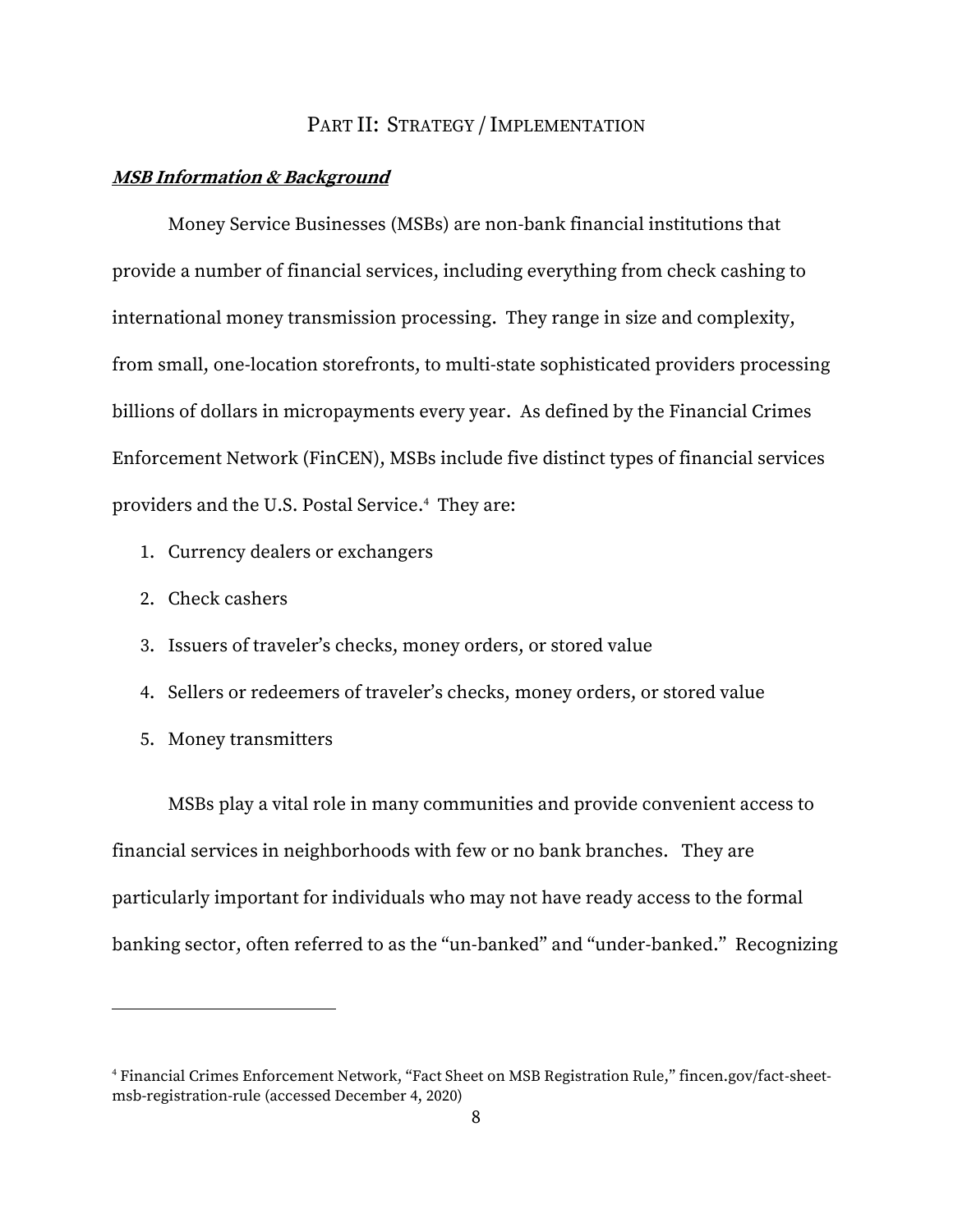## PART II: STRATEGY / IMPLEMENTATION

### ***MSB Information & Background***

Money Service Businesses (MSBs) are non-bank financial institutions that provide a number of financial services, including everything from check cashing to international money transmission processing. They range in size and complexity, from small, one-location storefronts, to multi-state sophisticated providers processing billions of dollars in micropayments every year. As defined by the Financial Crimes Enforcement Network (FinCEN), MSBs include five distinct types of financial services providers and the U.S. Postal Service.[4] They are:

1. Currency dealers or exchangers
2. Check cashers
3. Issuers of traveler's checks, money orders, or stored value
4. Sellers or redeemers of traveler's checks, money orders, or stored value
5. Money transmitters

MSBs play a vital role in many communities and provide convenient access to financial services in neighborhoods with few or no bank branches. They are particularly important for individuals who may not have ready access to the formal banking sector, often referred to as the "un-banked" and "under-banked." Recognizing

[4] Financial Crimes Enforcement Network, "Fact Sheet on MSB Registration Rule," fincen.gov/fact-sheet-msb-registration-rule (accessed December 4, 2020)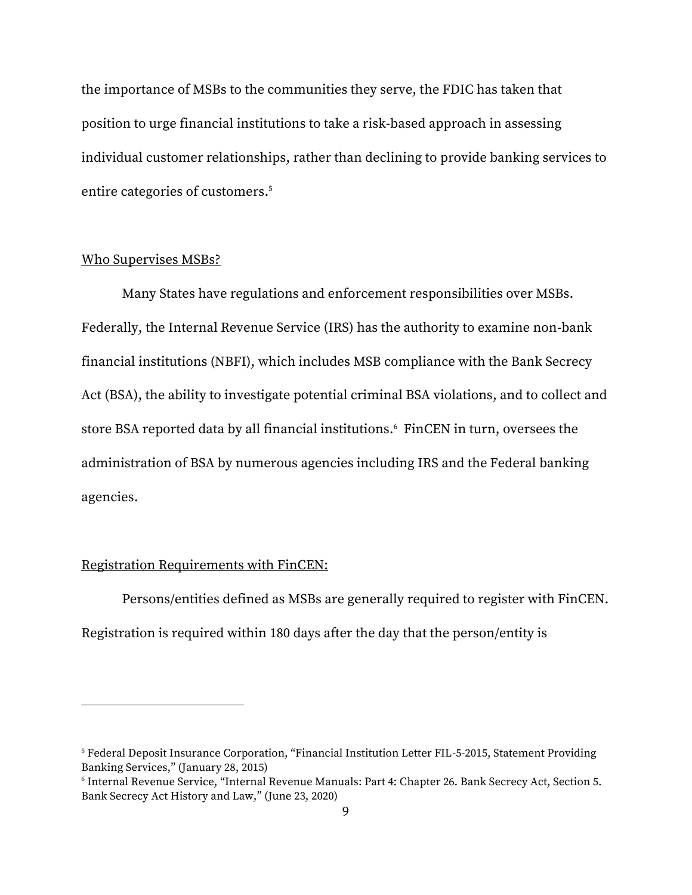the importance of MSBs to the communities they serve, the FDIC has taken that position to urge financial institutions to take a risk-based approach in assessing individual customer relationships, rather than declining to provide banking services to entire categories of customers.[5]

<u>Who Supervises MSBs?</u>

Many States have regulations and enforcement responsibilities over MSBs. Federally, the Internal Revenue Service (IRS) has the authority to examine non-bank financial institutions (NBFI), which includes MSB compliance with the Bank Secrecy Act (BSA), the ability to investigate potential criminal BSA violations, and to collect and store BSA reported data by all financial institutions.[6] FinCEN in turn, oversees the administration of BSA by numerous agencies including IRS and the Federal banking agencies.

<u>Registration Requirements with FinCEN:</u>

Persons/entities defined as MSBs are generally required to register with FinCEN. Registration is required within 180 days after the day that the person/entity is

---

[5] Federal Deposit Insurance Corporation, "Financial Institution Letter FIL-5-2015, Statement Providing Banking Services," (January 28, 2015)

[6] Internal Revenue Service, "Internal Revenue Manuals: Part 4: Chapter 26. Bank Secrecy Act, Section 5. Bank Secrecy Act History and Law," (June 23, 2020)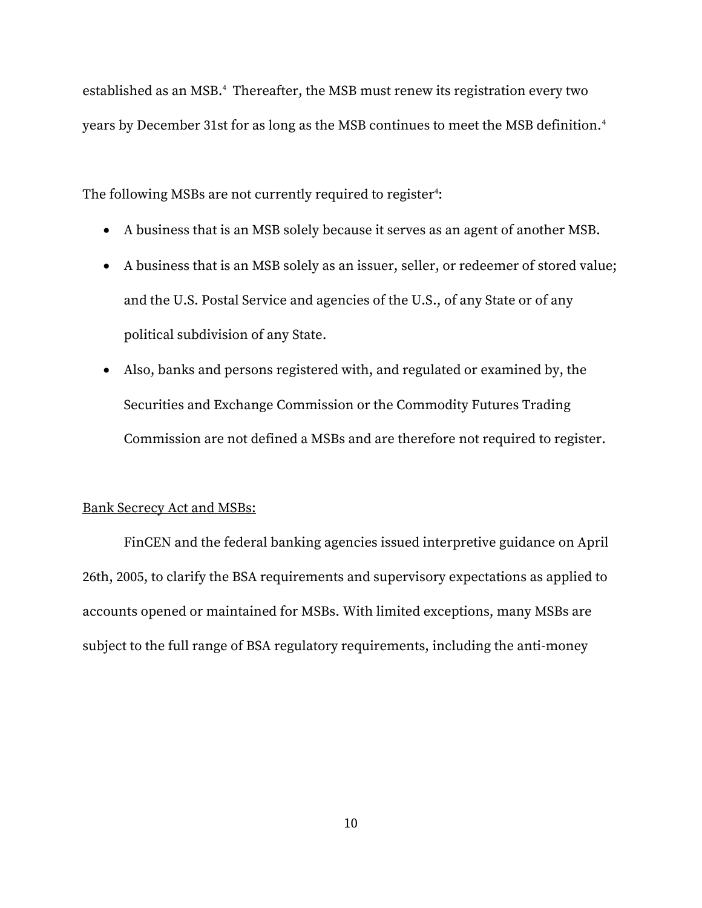established as an MSB.[4] Thereafter, the MSB must renew its registration every two years by December 31st for as long as the MSB continues to meet the MSB definition.[4]

The following MSBs are not currently required to register[4]:

- A business that is an MSB solely because it serves as an agent of another MSB.
- A business that is an MSB solely as an issuer, seller, or redeemer of stored value; and the U.S. Postal Service and agencies of the U.S., of any State or of any political subdivision of any State.
- Also, banks and persons registered with, and regulated or examined by, the Securities and Exchange Commission or the Commodity Futures Trading Commission are not defined a MSBs and are therefore not required to register.

<u>Bank Secrecy Act and MSBs:</u>

FinCEN and the federal banking agencies issued interpretive guidance on April 26th, 2005, to clarify the BSA requirements and supervisory expectations as applied to accounts opened or maintained for MSBs. With limited exceptions, many MSBs are subject to the full range of BSA regulatory requirements, including the anti-money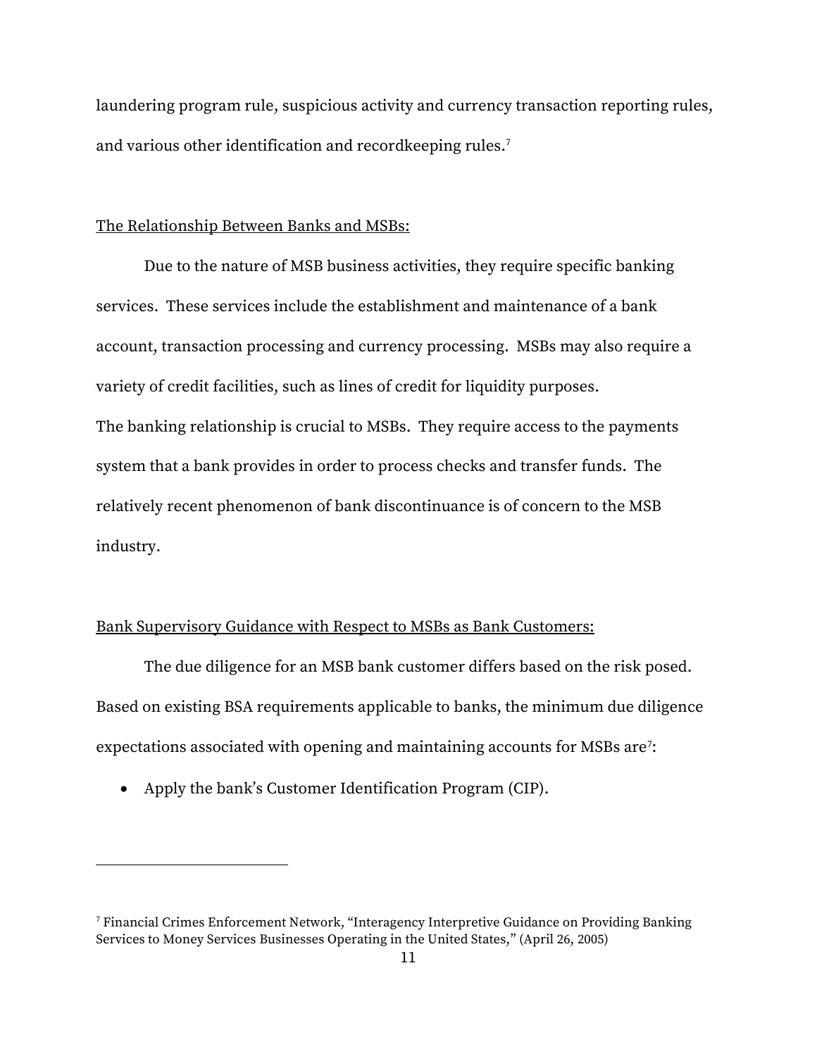laundering program rule, suspicious activity and currency transaction reporting rules, and various other identification and recordkeeping rules.[7]

The Relationship Between Banks and MSBs:

Due to the nature of MSB business activities, they require specific banking services. These services include the establishment and maintenance of a bank account, transaction processing and currency processing. MSBs may also require a variety of credit facilities, such as lines of credit for liquidity purposes.
The banking relationship is crucial to MSBs. They require access to the payments system that a bank provides in order to process checks and transfer funds. The relatively recent phenomenon of bank discontinuance is of concern to the MSB industry.

Bank Supervisory Guidance with Respect to MSBs as Bank Customers:

The due diligence for an MSB bank customer differs based on the risk posed. Based on existing BSA requirements applicable to banks, the minimum due diligence expectations associated with opening and maintaining accounts for MSBs are[7]:

- Apply the bank's Customer Identification Program (CIP).

---

[7] Financial Crimes Enforcement Network, "Interagency Interpretive Guidance on Providing Banking Services to Money Services Businesses Operating in the United States," (April 26, 2005)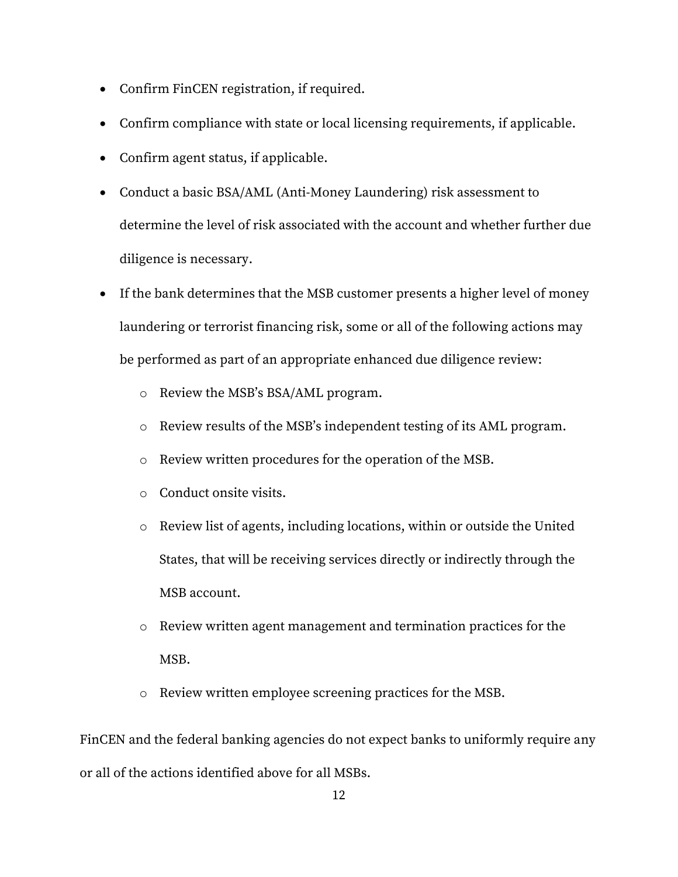- Confirm FinCEN registration, if required.
- Confirm compliance with state or local licensing requirements, if applicable.
- Confirm agent status, if applicable.
- Conduct a basic BSA/AML (Anti-Money Laundering) risk assessment to determine the level of risk associated with the account and whether further due diligence is necessary.
- If the bank determines that the MSB customer presents a higher level of money laundering or terrorist financing risk, some or all of the following actions may be performed as part of an appropriate enhanced due diligence review:
  - Review the MSB's BSA/AML program.
  - Review results of the MSB's independent testing of its AML program.
  - Review written procedures for the operation of the MSB.
  - Conduct onsite visits.
  - Review list of agents, including locations, within or outside the United States, that will be receiving services directly or indirectly through the MSB account.
  - Review written agent management and termination practices for the MSB.
  - Review written employee screening practices for the MSB.

FinCEN and the federal banking agencies do not expect banks to uniformly require any or all of the actions identified above for all MSBs.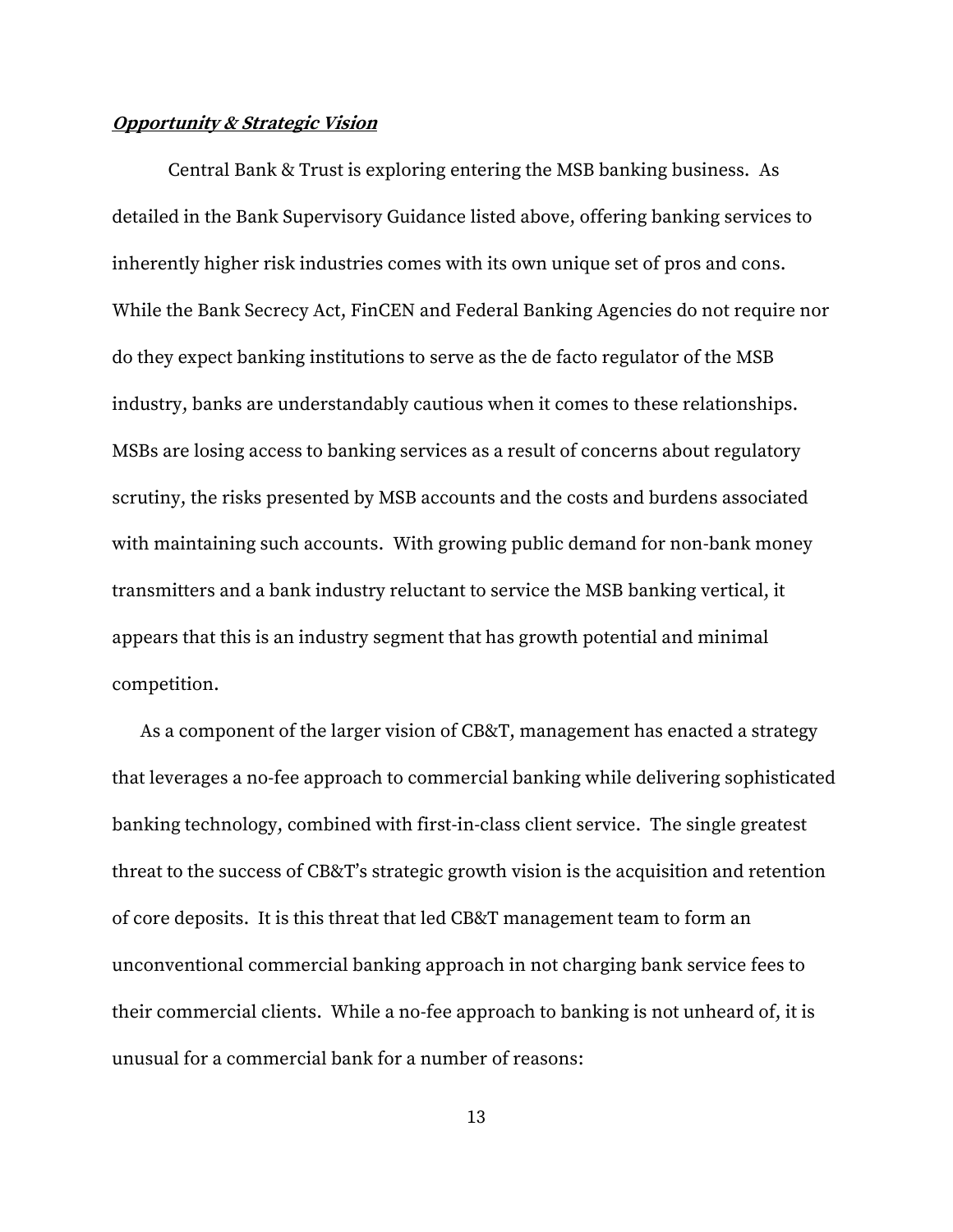***Opportunity & Strategic Vision***

Central Bank & Trust is exploring entering the MSB banking business. As detailed in the Bank Supervisory Guidance listed above, offering banking services to inherently higher risk industries comes with its own unique set of pros and cons. While the Bank Secrecy Act, FinCEN and Federal Banking Agencies do not require nor do they expect banking institutions to serve as the de facto regulator of the MSB industry, banks are understandably cautious when it comes to these relationships. MSBs are losing access to banking services as a result of concerns about regulatory scrutiny, the risks presented by MSB accounts and the costs and burdens associated with maintaining such accounts. With growing public demand for non-bank money transmitters and a bank industry reluctant to service the MSB banking vertical, it appears that this is an industry segment that has growth potential and minimal competition.

As a component of the larger vision of CB&T, management has enacted a strategy that leverages a no-fee approach to commercial banking while delivering sophisticated banking technology, combined with first-in-class client service. The single greatest threat to the success of CB&T's strategic growth vision is the acquisition and retention of core deposits. It is this threat that led CB&T management team to form an unconventional commercial banking approach in not charging bank service fees to their commercial clients. While a no-fee approach to banking is not unheard of, it is unusual for a commercial bank for a number of reasons: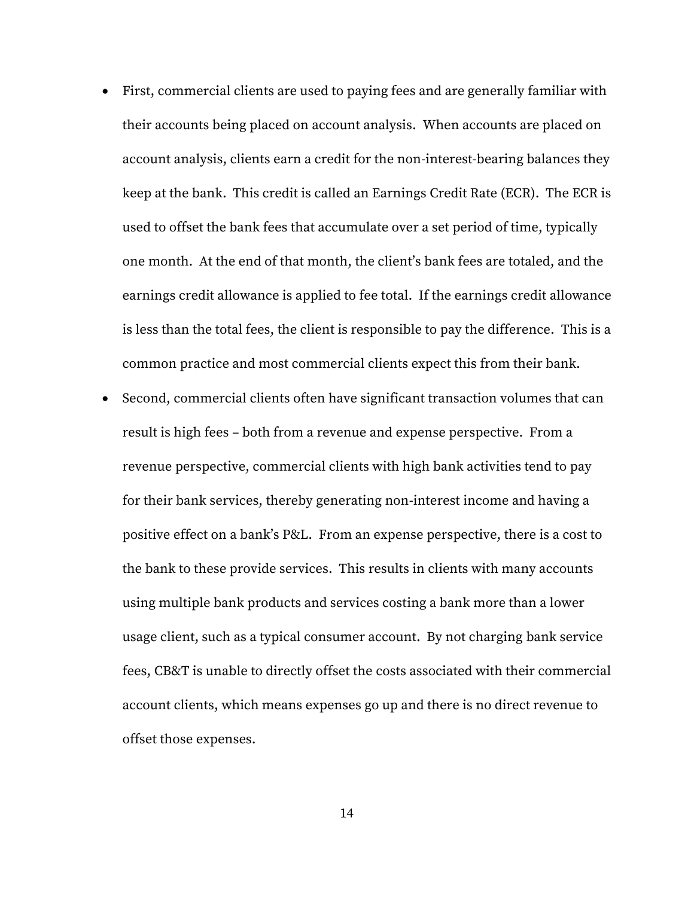- First, commercial clients are used to paying fees and are generally familiar with their accounts being placed on account analysis. When accounts are placed on account analysis, clients earn a credit for the non-interest-bearing balances they keep at the bank. This credit is called an Earnings Credit Rate (ECR). The ECR is used to offset the bank fees that accumulate over a set period of time, typically one month. At the end of that month, the client's bank fees are totaled, and the earnings credit allowance is applied to fee total. If the earnings credit allowance is less than the total fees, the client is responsible to pay the difference. This is a common practice and most commercial clients expect this from their bank.
- Second, commercial clients often have significant transaction volumes that can result is high fees – both from a revenue and expense perspective. From a revenue perspective, commercial clients with high bank activities tend to pay for their bank services, thereby generating non-interest income and having a positive effect on a bank's P&L. From an expense perspective, there is a cost to the bank to these provide services. This results in clients with many accounts using multiple bank products and services costing a bank more than a lower usage client, such as a typical consumer account. By not charging bank service fees, CB&T is unable to directly offset the costs associated with their commercial account clients, which means expenses go up and there is no direct revenue to offset those expenses.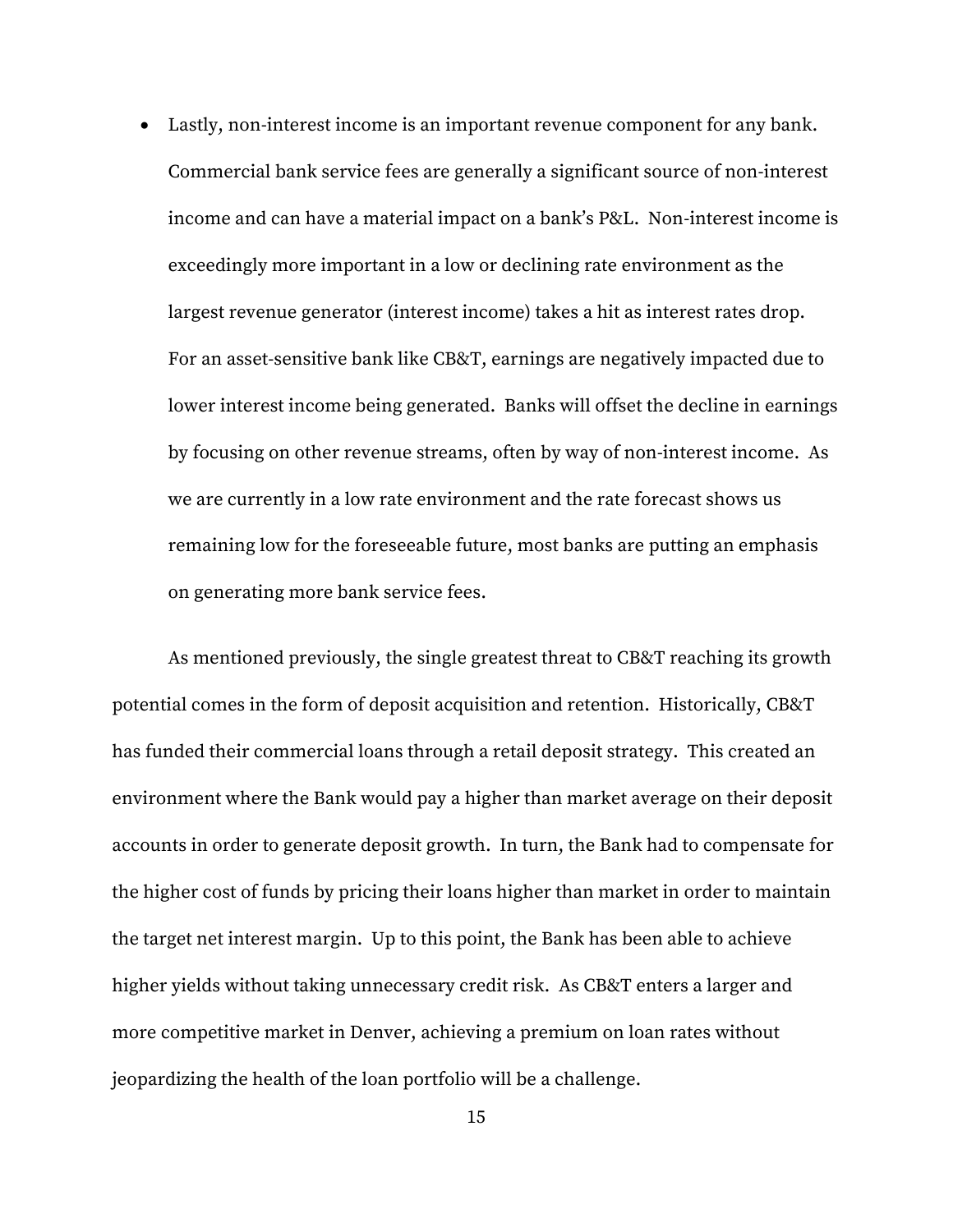- Lastly, non-interest income is an important revenue component for any bank. Commercial bank service fees are generally a significant source of non-interest income and can have a material impact on a bank's P&L. Non-interest income is exceedingly more important in a low or declining rate environment as the largest revenue generator (interest income) takes a hit as interest rates drop. For an asset-sensitive bank like CB&T, earnings are negatively impacted due to lower interest income being generated. Banks will offset the decline in earnings by focusing on other revenue streams, often by way of non-interest income. As we are currently in a low rate environment and the rate forecast shows us remaining low for the foreseeable future, most banks are putting an emphasis on generating more bank service fees.

As mentioned previously, the single greatest threat to CB&T reaching its growth potential comes in the form of deposit acquisition and retention. Historically, CB&T has funded their commercial loans through a retail deposit strategy. This created an environment where the Bank would pay a higher than market average on their deposit accounts in order to generate deposit growth. In turn, the Bank had to compensate for the higher cost of funds by pricing their loans higher than market in order to maintain the target net interest margin. Up to this point, the Bank has been able to achieve higher yields without taking unnecessary credit risk. As CB&T enters a larger and more competitive market in Denver, achieving a premium on loan rates without jeopardizing the health of the loan portfolio will be a challenge.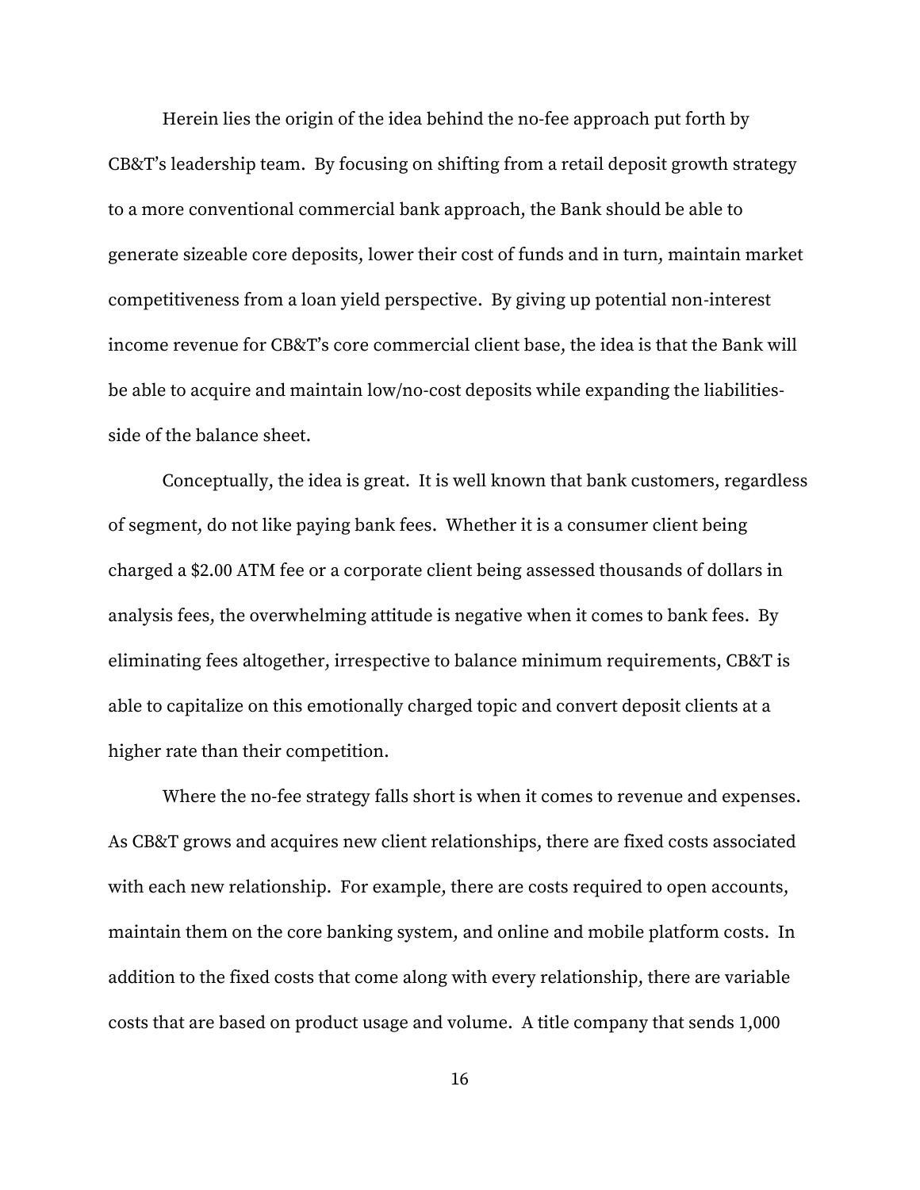Herein lies the origin of the idea behind the no-fee approach put forth by CB&T's leadership team. By focusing on shifting from a retail deposit growth strategy to a more conventional commercial bank approach, the Bank should be able to generate sizeable core deposits, lower their cost of funds and in turn, maintain market competitiveness from a loan yield perspective. By giving up potential non-interest income revenue for CB&T's core commercial client base, the idea is that the Bank will be able to acquire and maintain low/no-cost deposits while expanding the liabilities-side of the balance sheet.

Conceptually, the idea is great. It is well known that bank customers, regardless of segment, do not like paying bank fees. Whether it is a consumer client being charged a $2.00 ATM fee or a corporate client being assessed thousands of dollars in analysis fees, the overwhelming attitude is negative when it comes to bank fees. By eliminating fees altogether, irrespective to balance minimum requirements, CB&T is able to capitalize on this emotionally charged topic and convert deposit clients at a higher rate than their competition.

Where the no-fee strategy falls short is when it comes to revenue and expenses. As CB&T grows and acquires new client relationships, there are fixed costs associated with each new relationship. For example, there are costs required to open accounts, maintain them on the core banking system, and online and mobile platform costs. In addition to the fixed costs that come along with every relationship, there are variable costs that are based on product usage and volume. A title company that sends 1,000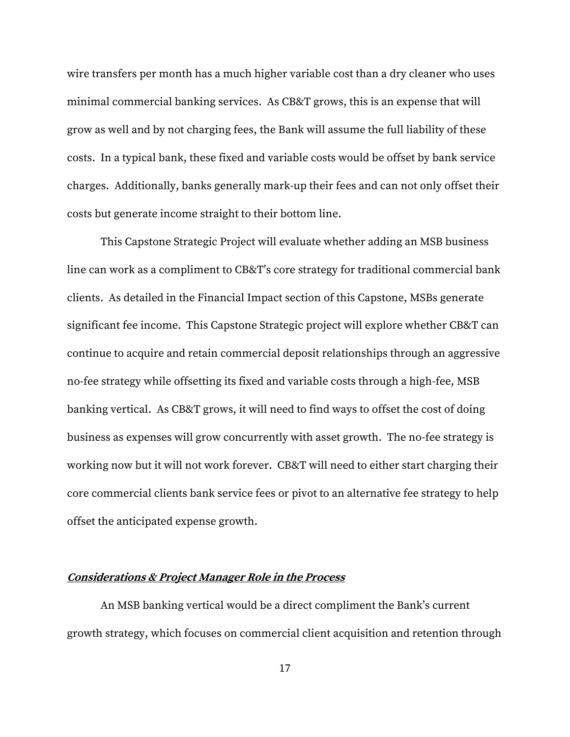wire transfers per month has a much higher variable cost than a dry cleaner who uses minimal commercial banking services. As CB&T grows, this is an expense that will grow as well and by not charging fees, the Bank will assume the full liability of these costs. In a typical bank, these fixed and variable costs would be offset by bank service charges. Additionally, banks generally mark-up their fees and can not only offset their costs but generate income straight to their bottom line.

This Capstone Strategic Project will evaluate whether adding an MSB business line can work as a compliment to CB&T's core strategy for traditional commercial bank clients. As detailed in the Financial Impact section of this Capstone, MSBs generate significant fee income. This Capstone Strategic project will explore whether CB&T can continue to acquire and retain commercial deposit relationships through an aggressive no-fee strategy while offsetting its fixed and variable costs through a high-fee, MSB banking vertical. As CB&T grows, it will need to find ways to offset the cost of doing business as expenses will grow concurrently with asset growth. The no-fee strategy is working now but it will not work forever. CB&T will need to either start charging their core commercial clients bank service fees or pivot to an alternative fee strategy to help offset the anticipated expense growth.

### ***Considerations & Project Manager Role in the Process***

An MSB banking vertical would be a direct compliment the Bank's current growth strategy, which focuses on commercial client acquisition and retention through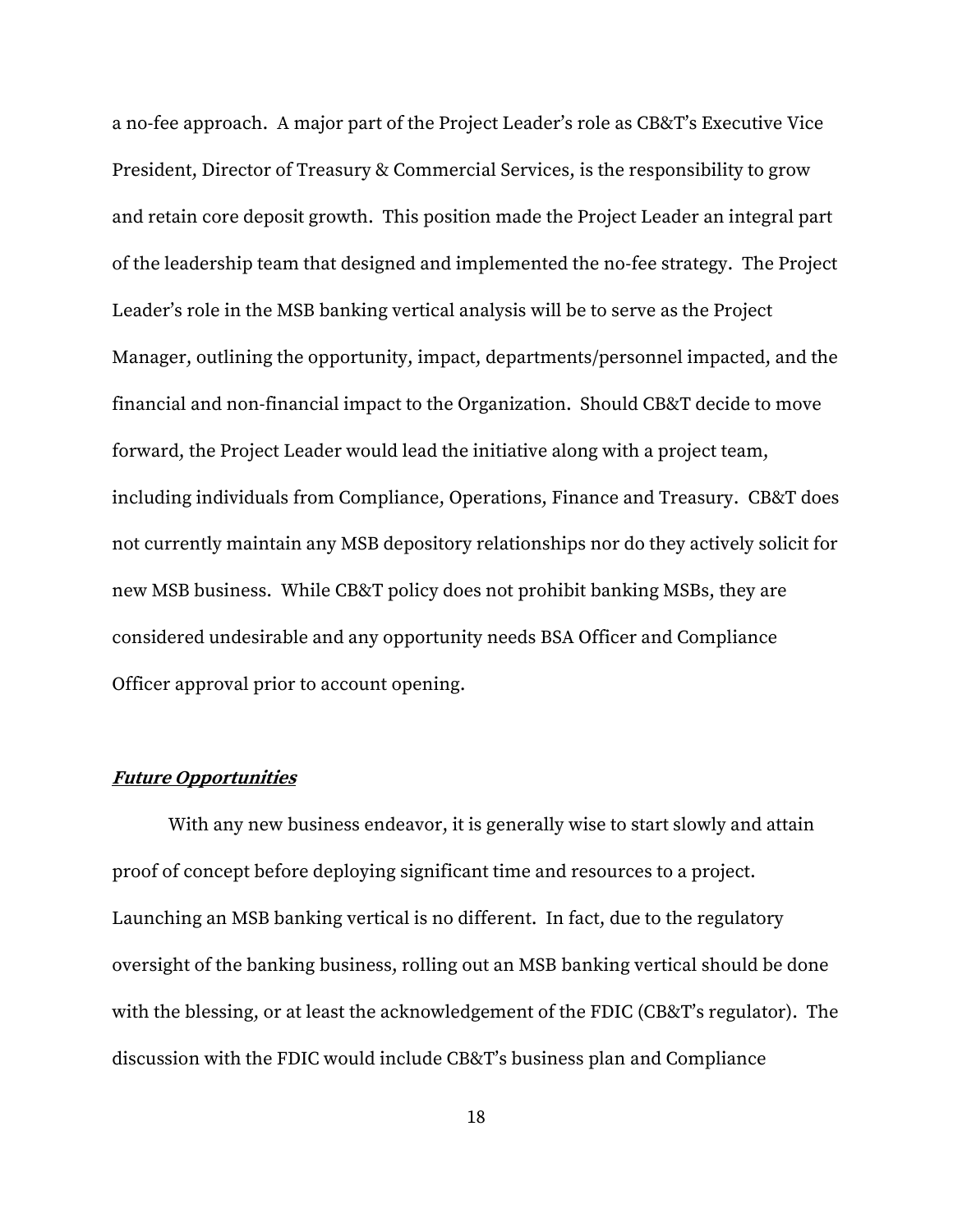a no-fee approach. A major part of the Project Leader's role as CB&T's Executive Vice President, Director of Treasury & Commercial Services, is the responsibility to grow and retain core deposit growth. This position made the Project Leader an integral part of the leadership team that designed and implemented the no-fee strategy. The Project Leader's role in the MSB banking vertical analysis will be to serve as the Project Manager, outlining the opportunity, impact, departments/personnel impacted, and the financial and non-financial impact to the Organization. Should CB&T decide to move forward, the Project Leader would lead the initiative along with a project team, including individuals from Compliance, Operations, Finance and Treasury. CB&T does not currently maintain any MSB depository relationships nor do they actively solicit for new MSB business. While CB&T policy does not prohibit banking MSBs, they are considered undesirable and any opportunity needs BSA Officer and Compliance Officer approval prior to account opening.

***Future Opportunities***

With any new business endeavor, it is generally wise to start slowly and attain proof of concept before deploying significant time and resources to a project. Launching an MSB banking vertical is no different. In fact, due to the regulatory oversight of the banking business, rolling out an MSB banking vertical should be done with the blessing, or at least the acknowledgement of the FDIC (CB&T's regulator). The discussion with the FDIC would include CB&T's business plan and Compliance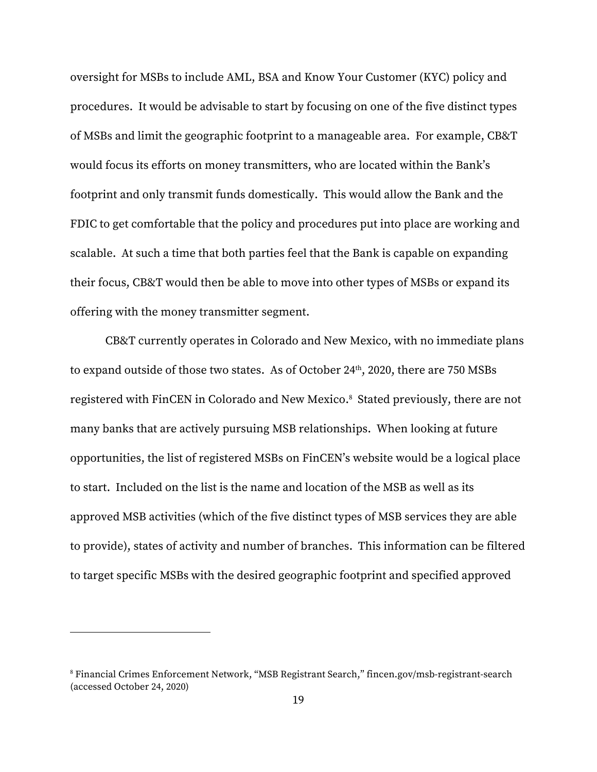oversight for MSBs to include AML, BSA and Know Your Customer (KYC) policy and procedures. It would be advisable to start by focusing on one of the five distinct types of MSBs and limit the geographic footprint to a manageable area. For example, CB&T would focus its efforts on money transmitters, who are located within the Bank's footprint and only transmit funds domestically. This would allow the Bank and the FDIC to get comfortable that the policy and procedures put into place are working and scalable. At such a time that both parties feel that the Bank is capable on expanding their focus, CB&T would then be able to move into other types of MSBs or expand its offering with the money transmitter segment.

CB&T currently operates in Colorado and New Mexico, with no immediate plans to expand outside of those two states. As of October 24th, 2020, there are 750 MSBs registered with FinCEN in Colorado and New Mexico.[8] Stated previously, there are not many banks that are actively pursuing MSB relationships. When looking at future opportunities, the list of registered MSBs on FinCEN's website would be a logical place to start. Included on the list is the name and location of the MSB as well as its approved MSB activities (which of the five distinct types of MSB services they are able to provide), states of activity and number of branches. This information can be filtered to target specific MSBs with the desired geographic footprint and specified approved

---

[8] Financial Crimes Enforcement Network, "MSB Registrant Search," fincen.gov/msb-registrant-search (accessed October 24, 2020)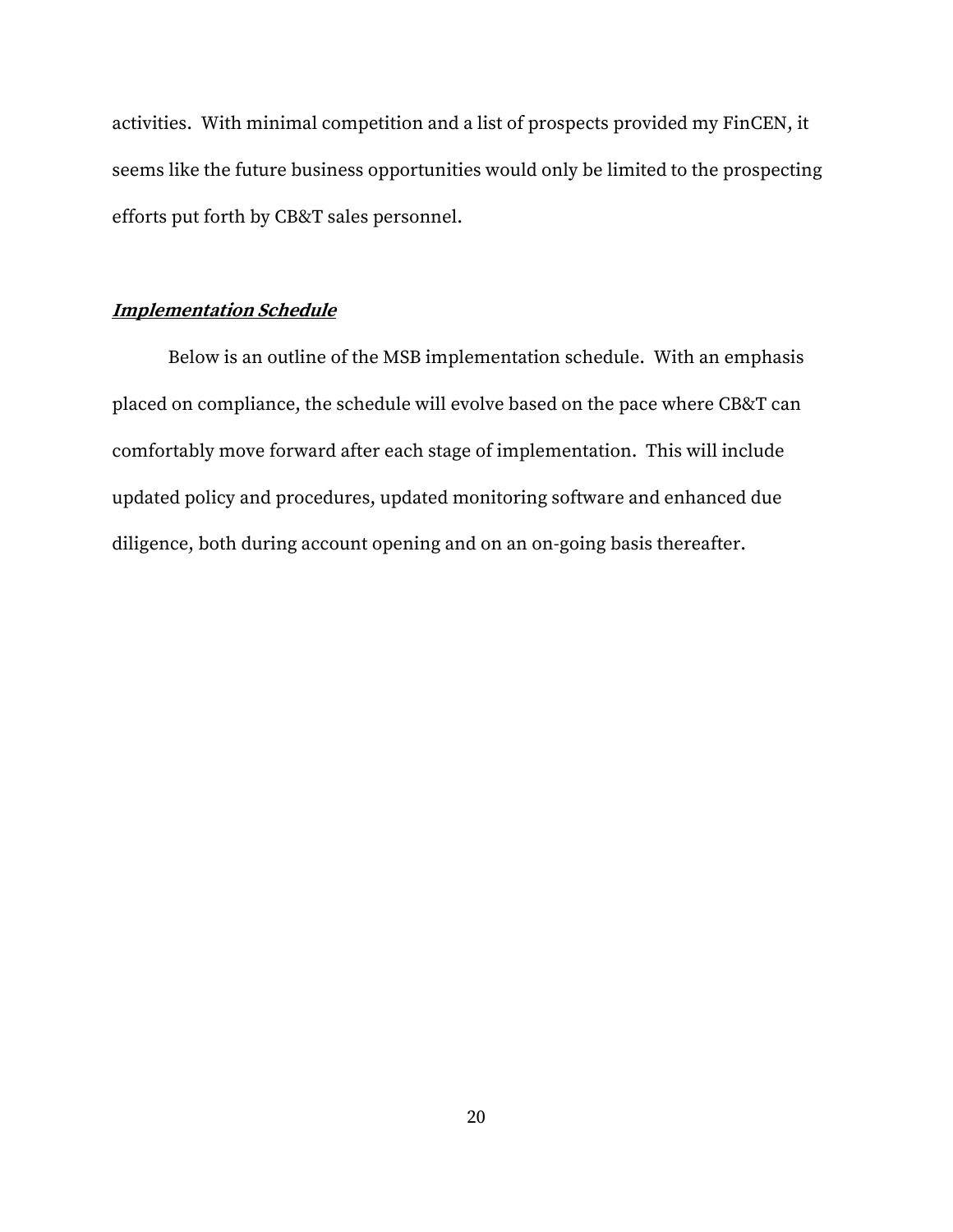activities. With minimal competition and a list of prospects provided my FinCEN, it seems like the future business opportunities would only be limited to the prospecting efforts put forth by CB&T sales personnel.

***Implementation Schedule***

Below is an outline of the MSB implementation schedule. With an emphasis placed on compliance, the schedule will evolve based on the pace where CB&T can comfortably move forward after each stage of implementation. This will include updated policy and procedures, updated monitoring software and enhanced due diligence, both during account opening and on an on-going basis thereafter.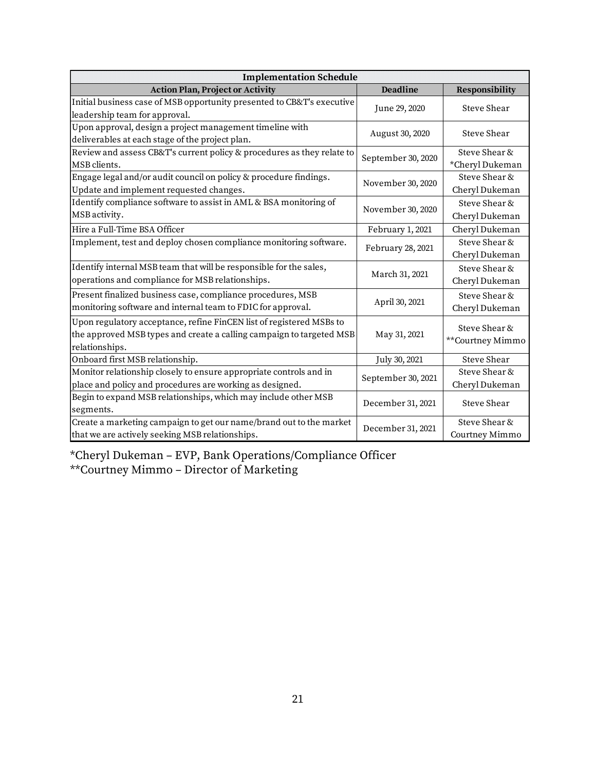| Implementation Schedule | | |
|---|---|---|
| **Action Plan, Project or Activity** | **Deadline** | **Responsibility** |
| Initial business case of MSB opportunity presented to CB&T's executive leadership team for approval. | June 29, 2020 | Steve Shear |
| Upon approval, design a project management timeline with deliverables at each stage of the project plan. | August 30, 2020 | Steve Shear |
| Review and assess CB&T's current policy & procedures as they relate to MSB clients. | September 30, 2020 | Steve Shear & *Cheryl Dukeman |
| Engage legal and/or audit council on policy & procedure findings. Update and implement requested changes. | November 30, 2020 | Steve Shear & Cheryl Dukeman |
| Identify compliance software to assist in AML & BSA monitoring of MSB activity. | November 30, 2020 | Steve Shear & Cheryl Dukeman |
| Hire a Full-Time BSA Officer | February 1, 2021 | Cheryl Dukeman |
| Implement, test and deploy chosen compliance monitoring software. | February 28, 2021 | Steve Shear & Cheryl Dukeman |
| Identify internal MSB team that will be responsible for the sales, operations and compliance for MSB relationships. | March 31, 2021 | Steve Shear & Cheryl Dukeman |
| Present finalized business case, compliance procedures, MSB monitoring software and internal team to FDIC for approval. | April 30, 2021 | Steve Shear & Cheryl Dukeman |
| Upon regulatory acceptance, refine FinCEN list of registered MSBs to the approved MSB types and create a calling campaign to targeted MSB relationships. | May 31, 2021 | Steve Shear & **Courtney Mimmo |
| Onboard first MSB relationship. | July 30, 2021 | Steve Shear |
| Monitor relationship closely to ensure appropriate controls and in place and policy and procedures are working as designed. | September 30, 2021 | Steve Shear & Cheryl Dukeman |
| Begin to expand MSB relationships, which may include other MSB segments. | December 31, 2021 | Steve Shear |
| Create a marketing campaign to get our name/brand out to the market that we are actively seeking MSB relationships. | December 31, 2021 | Steve Shear & Courtney Mimmo |

*Cheryl Dukeman – EVP, Bank Operations/Compliance Officer
**Courtney Mimmo – Director of Marketing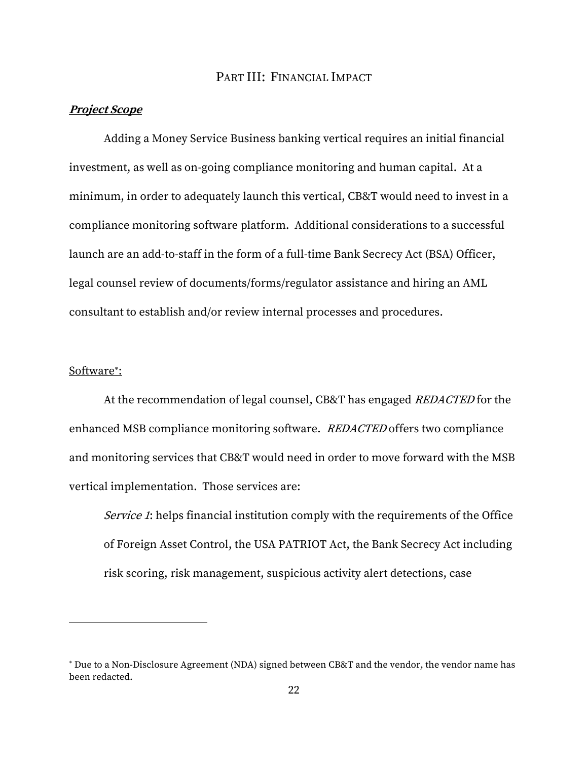## PART III: FINANCIAL IMPACT

***Project Scope***

Adding a Money Service Business banking vertical requires an initial financial investment, as well as on-going compliance monitoring and human capital. At a minimum, in order to adequately launch this vertical, CB&T would need to invest in a compliance monitoring software platform. Additional considerations to a successful launch are an add-to-staff in the form of a full-time Bank Secrecy Act (BSA) Officer, legal counsel review of documents/forms/regulator assistance and hiring an AML consultant to establish and/or review internal processes and procedures.

Software[*]:

At the recommendation of legal counsel, CB&T has engaged *REDACTED* for the enhanced MSB compliance monitoring software. *REDACTED* offers two compliance and monitoring services that CB&T would need in order to move forward with the MSB vertical implementation. Those services are:

> *Service 1*: helps financial institution comply with the requirements of the Office of Foreign Asset Control, the USA PATRIOT Act, the Bank Secrecy Act including risk scoring, risk management, suspicious activity alert detections, case

---

[*] Due to a Non-Disclosure Agreement (NDA) signed between CB&T and the vendor, the vendor name has been redacted.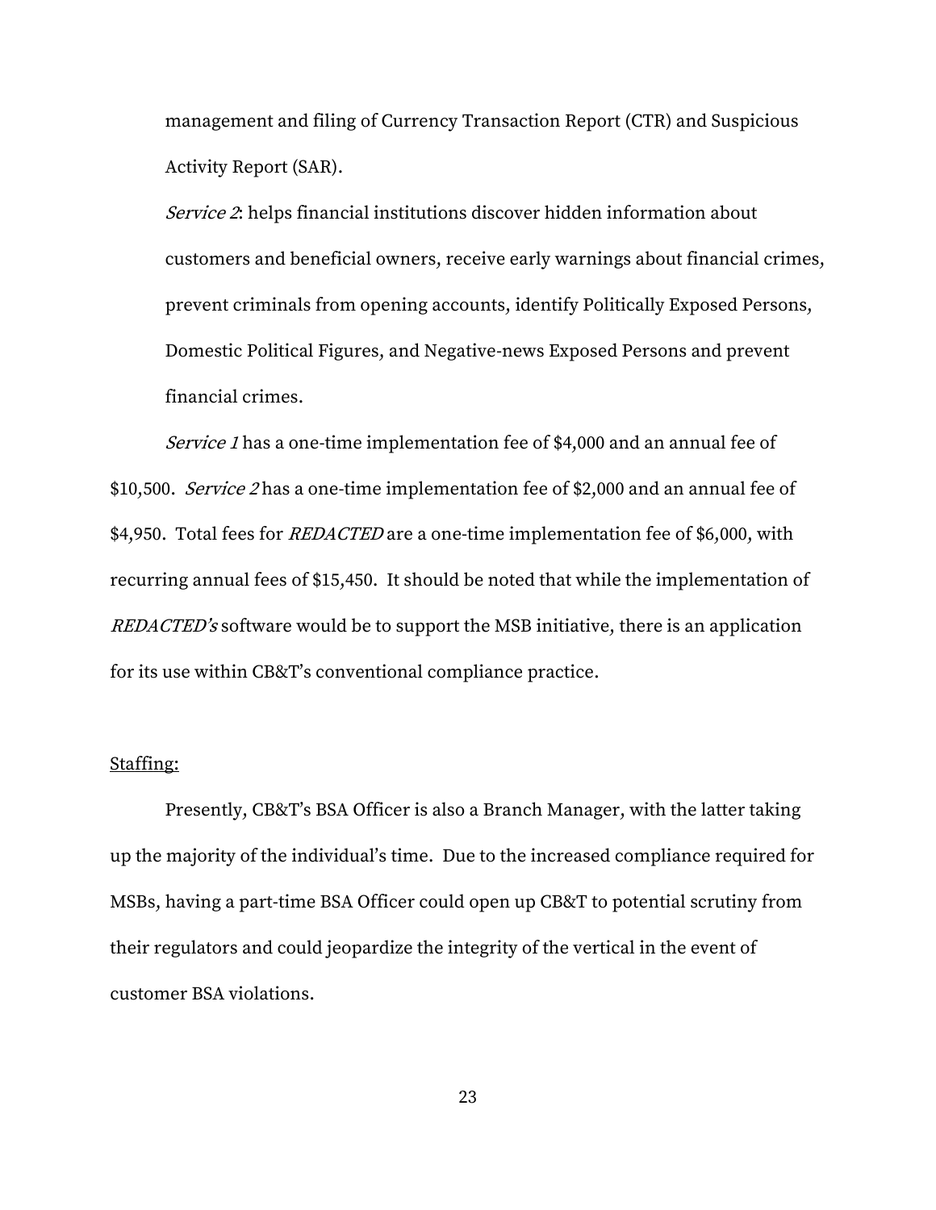management and filing of Currency Transaction Report (CTR) and Suspicious Activity Report (SAR).

*Service 2*: helps financial institutions discover hidden information about customers and beneficial owners, receive early warnings about financial crimes, prevent criminals from opening accounts, identify Politically Exposed Persons, Domestic Political Figures, and Negative-news Exposed Persons and prevent financial crimes.

*Service 1* has a one-time implementation fee of $4,000 and an annual fee of $10,500. *Service 2* has a one-time implementation fee of $2,000 and an annual fee of $4,950. Total fees for *REDACTED* are a one-time implementation fee of $6,000, with recurring annual fees of $15,450. It should be noted that while the implementation of *REDACTED's* software would be to support the MSB initiative, there is an application for its use within CB&T's conventional compliance practice.

Staffing:

Presently, CB&T's BSA Officer is also a Branch Manager, with the latter taking up the majority of the individual's time. Due to the increased compliance required for MSBs, having a part-time BSA Officer could open up CB&T to potential scrutiny from their regulators and could jeopardize the integrity of the vertical in the event of customer BSA violations.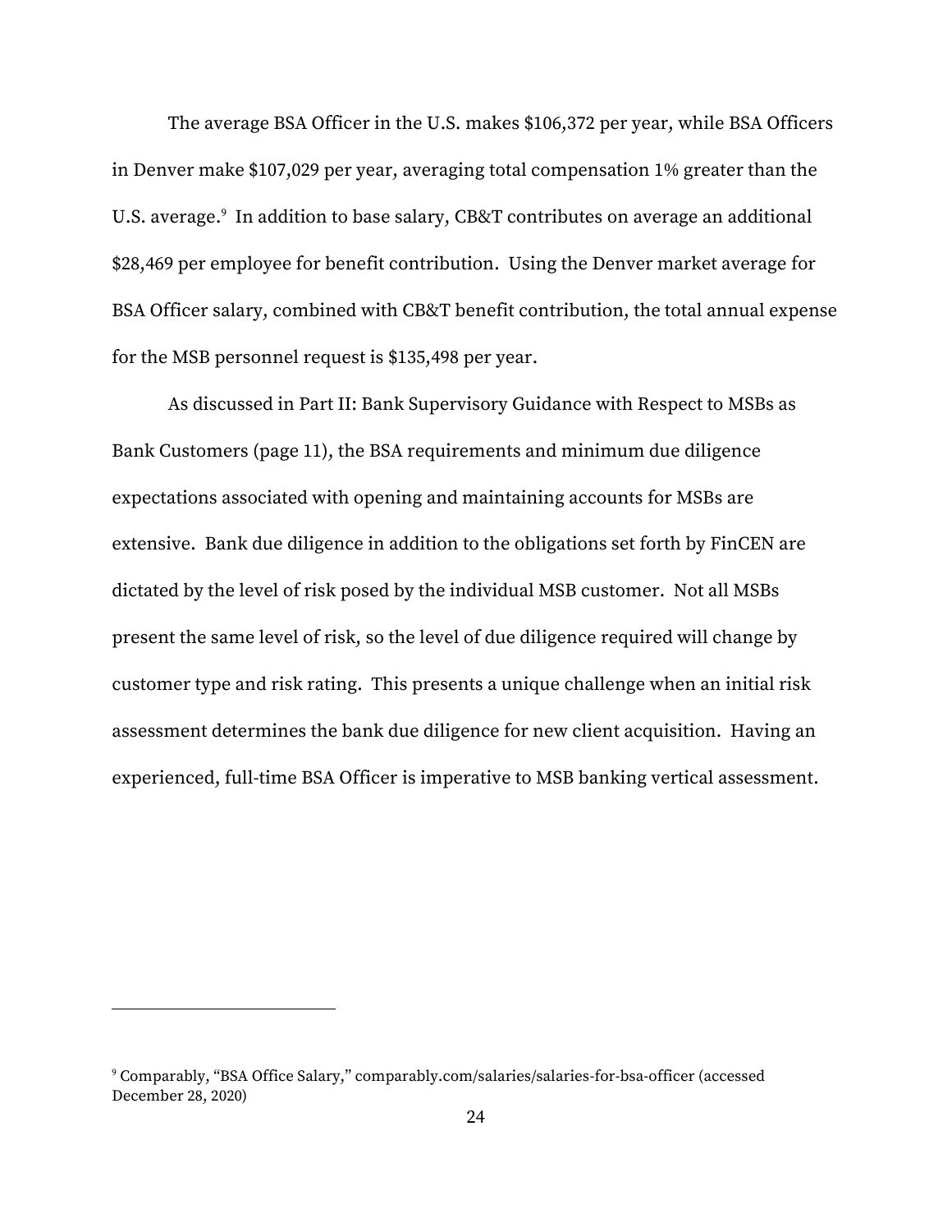The average BSA Officer in the U.S. makes $106,372 per year, while BSA Officers in Denver make $107,029 per year, averaging total compensation 1% greater than the U.S. average.[9] In addition to base salary, CB&T contributes on average an additional $28,469 per employee for benefit contribution. Using the Denver market average for BSA Officer salary, combined with CB&T benefit contribution, the total annual expense for the MSB personnel request is $135,498 per year.

As discussed in Part II: Bank Supervisory Guidance with Respect to MSBs as Bank Customers (page 11), the BSA requirements and minimum due diligence expectations associated with opening and maintaining accounts for MSBs are extensive. Bank due diligence in addition to the obligations set forth by FinCEN are dictated by the level of risk posed by the individual MSB customer. Not all MSBs present the same level of risk, so the level of due diligence required will change by customer type and risk rating. This presents a unique challenge when an initial risk assessment determines the bank due diligence for new client acquisition. Having an experienced, full-time BSA Officer is imperative to MSB banking vertical assessment.

---

[9] Comparably, "BSA Office Salary," comparably.com/salaries/salaries-for-bsa-officer (accessed December 28, 2020)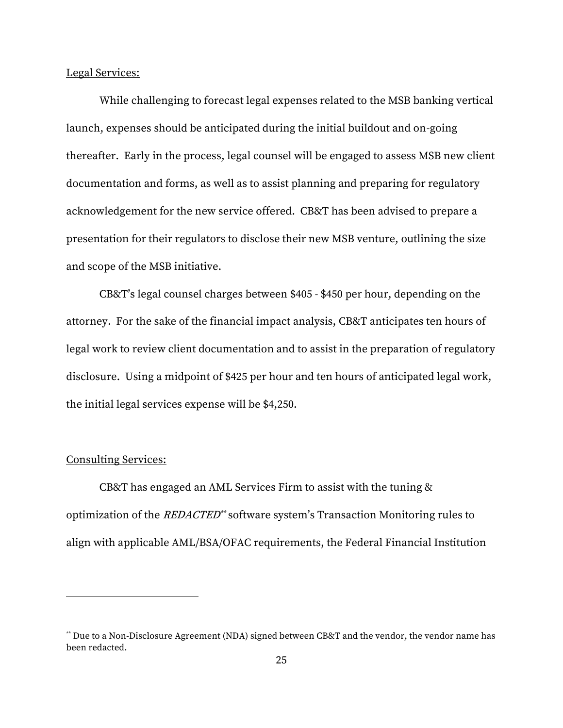Legal Services:

While challenging to forecast legal expenses related to the MSB banking vertical launch, expenses should be anticipated during the initial buildout and on-going thereafter. Early in the process, legal counsel will be engaged to assess MSB new client documentation and forms, as well as to assist planning and preparing for regulatory acknowledgement for the new service offered. CB&T has been advised to prepare a presentation for their regulators to disclose their new MSB venture, outlining the size and scope of the MSB initiative.

CB&T's legal counsel charges between $405 - $450 per hour, depending on the attorney. For the sake of the financial impact analysis, CB&T anticipates ten hours of legal work to review client documentation and to assist in the preparation of regulatory disclosure. Using a midpoint of $425 per hour and ten hours of anticipated legal work, the initial legal services expense will be $4,250.

Consulting Services:

CB&T has engaged an AML Services Firm to assist with the tuning & optimization of the *REDACTED*[**] software system's Transaction Monitoring rules to align with applicable AML/BSA/OFAC requirements, the Federal Financial Institution

---

[**] Due to a Non-Disclosure Agreement (NDA) signed between CB&T and the vendor, the vendor name has been redacted.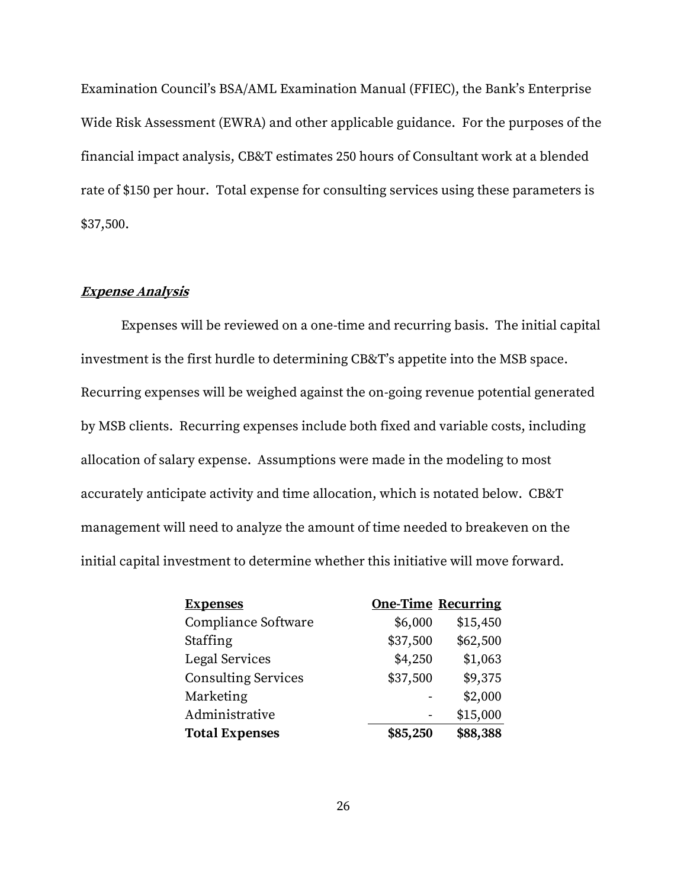Examination Council's BSA/AML Examination Manual (FFIEC), the Bank's Enterprise Wide Risk Assessment (EWRA) and other applicable guidance. For the purposes of the financial impact analysis, CB&T estimates 250 hours of Consultant work at a blended rate of $150 per hour. Total expense for consulting services using these parameters is $37,500.

***Expense Analysis***

Expenses will be reviewed on a one-time and recurring basis. The initial capital investment is the first hurdle to determining CB&T's appetite into the MSB space. Recurring expenses will be weighed against the on-going revenue potential generated by MSB clients. Recurring expenses include both fixed and variable costs, including allocation of salary expense. Assumptions were made in the modeling to most accurately anticipate activity and time allocation, which is notated below. CB&T management will need to analyze the amount of time needed to breakeven on the initial capital investment to determine whether this initiative will move forward.

| Expenses | One-Time | Recurring |
|---|---|---|
| Compliance Software | $6,000 | $15,450 |
| Staffing | $37,500 | $62,500 |
| Legal Services | $4,250 | $1,063 |
| Consulting Services | $37,500 | $9,375 |
| Marketing | - | $2,000 |
| Administrative | - | $15,000 |
| **Total Expenses** | **$85,250** | **$88,388** |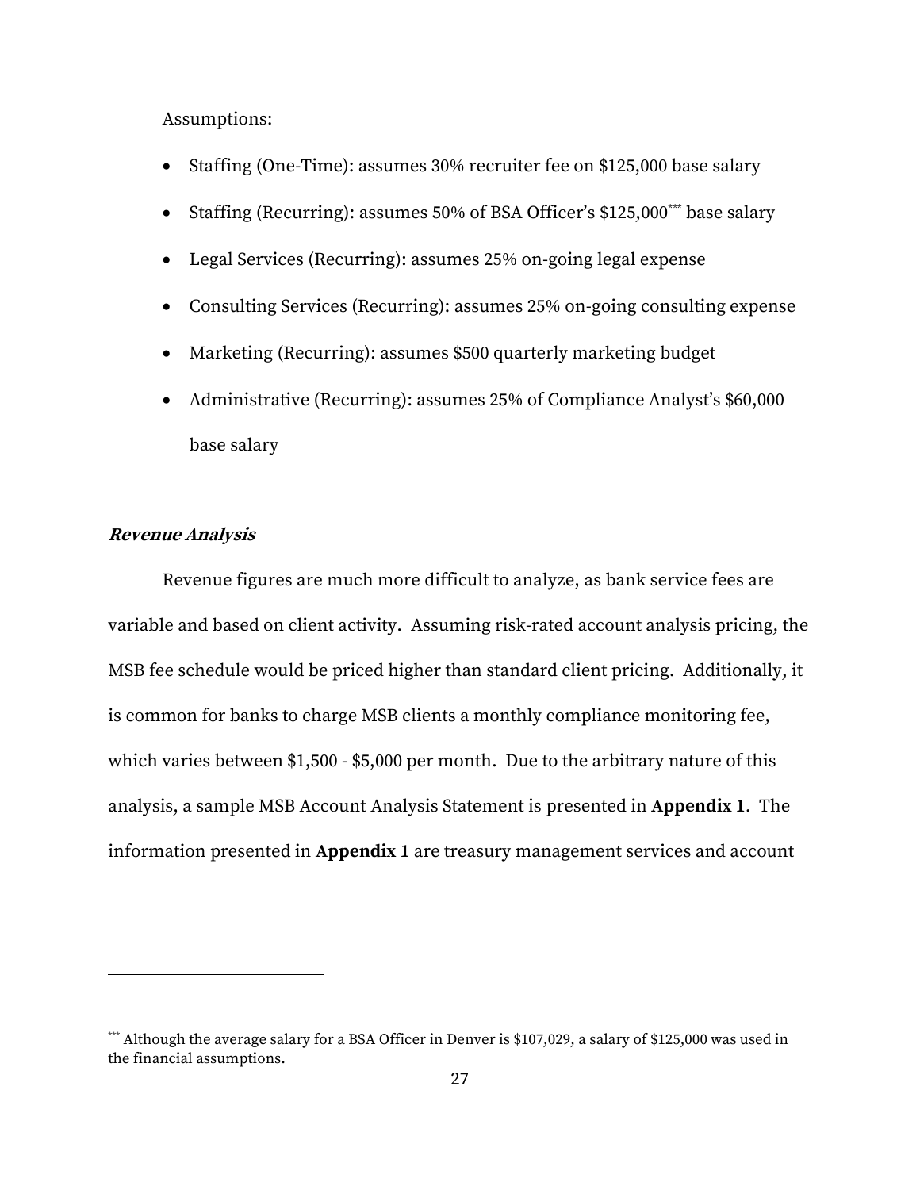Assumptions:

- Staffing (One-Time): assumes 30% recruiter fee on $125,000 base salary
- Staffing (Recurring): assumes 50% of BSA Officer's $125,000[***] base salary
- Legal Services (Recurring): assumes 25% on-going legal expense
- Consulting Services (Recurring): assumes 25% on-going consulting expense
- Marketing (Recurring): assumes $500 quarterly marketing budget
- Administrative (Recurring): assumes 25% of Compliance Analyst's $60,000 base salary

***Revenue Analysis***

Revenue figures are much more difficult to analyze, as bank service fees are variable and based on client activity. Assuming risk-rated account analysis pricing, the MSB fee schedule would be priced higher than standard client pricing. Additionally, it is common for banks to charge MSB clients a monthly compliance monitoring fee, which varies between $1,500 - $5,000 per month. Due to the arbitrary nature of this analysis, a sample MSB Account Analysis Statement is presented in **Appendix 1**. The information presented in **Appendix 1** are treasury management services and account

---

[***] Although the average salary for a BSA Officer in Denver is $107,029, a salary of $125,000 was used in the financial assumptions.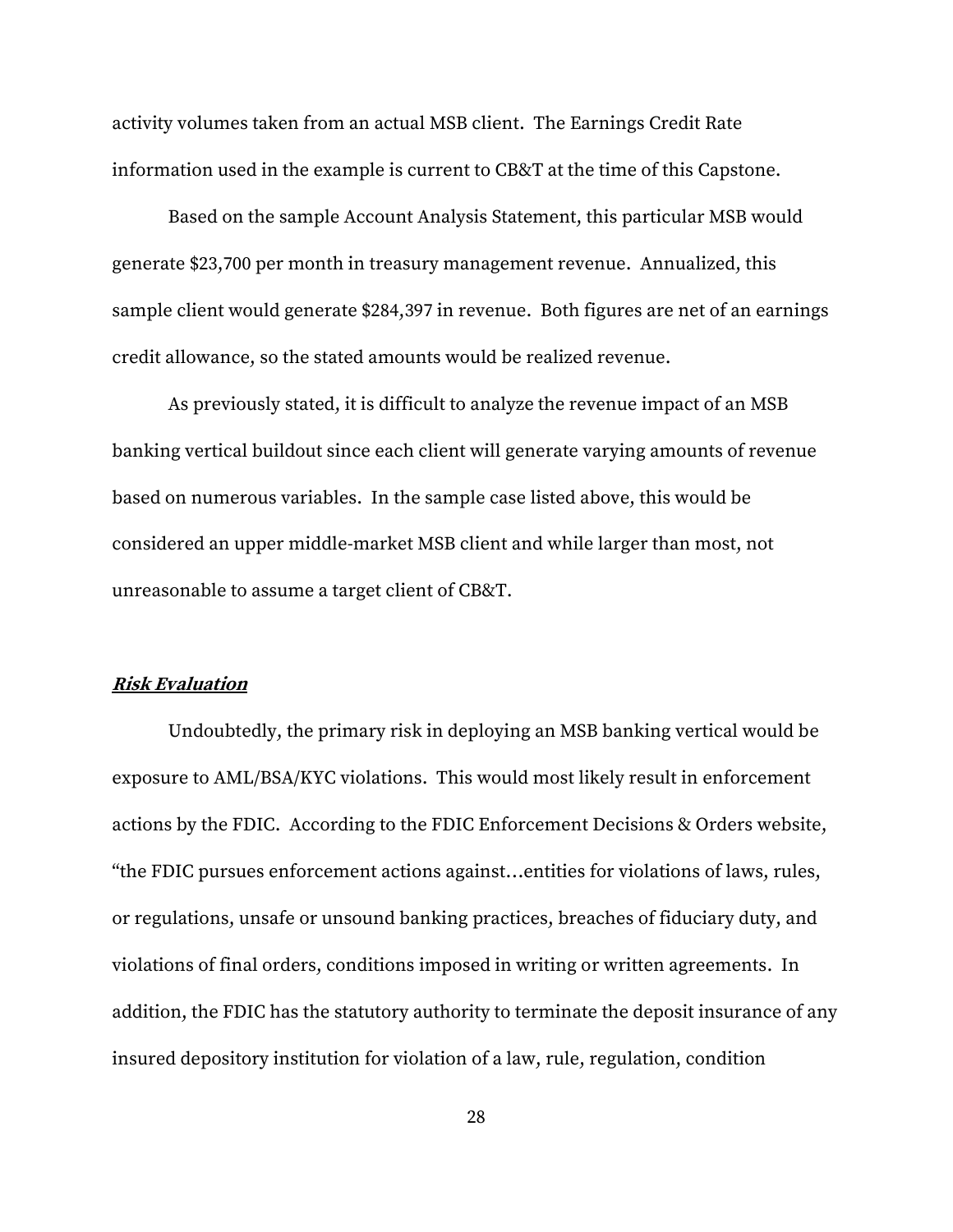activity volumes taken from an actual MSB client. The Earnings Credit Rate information used in the example is current to CB&T at the time of this Capstone.

Based on the sample Account Analysis Statement, this particular MSB would generate $23,700 per month in treasury management revenue. Annualized, this sample client would generate $284,397 in revenue. Both figures are net of an earnings credit allowance, so the stated amounts would be realized revenue.

As previously stated, it is difficult to analyze the revenue impact of an MSB banking vertical buildout since each client will generate varying amounts of revenue based on numerous variables. In the sample case listed above, this would be considered an upper middle-market MSB client and while larger than most, not unreasonable to assume a target client of CB&T.

***Risk Evaluation***

Undoubtedly, the primary risk in deploying an MSB banking vertical would be exposure to AML/BSA/KYC violations. This would most likely result in enforcement actions by the FDIC. According to the FDIC Enforcement Decisions & Orders website, "the FDIC pursues enforcement actions against…entities for violations of laws, rules, or regulations, unsafe or unsound banking practices, breaches of fiduciary duty, and violations of final orders, conditions imposed in writing or written agreements. In addition, the FDIC has the statutory authority to terminate the deposit insurance of any insured depository institution for violation of a law, rule, regulation, condition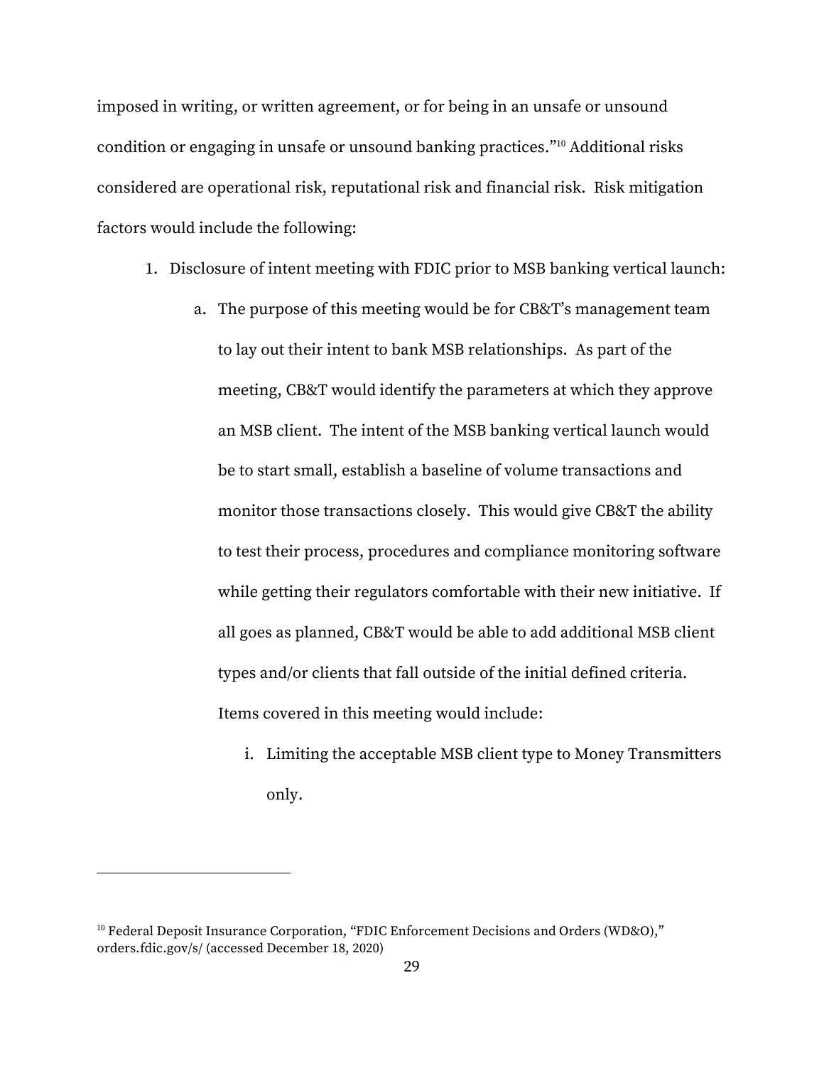imposed in writing, or written agreement, or for being in an unsafe or unsound condition or engaging in unsafe or unsound banking practices."[10] Additional risks considered are operational risk, reputational risk and financial risk. Risk mitigation factors would include the following:

1. Disclosure of intent meeting with FDIC prior to MSB banking vertical launch:
   a. The purpose of this meeting would be for CB&T's management team to lay out their intent to bank MSB relationships. As part of the meeting, CB&T would identify the parameters at which they approve an MSB client. The intent of the MSB banking vertical launch would be to start small, establish a baseline of volume transactions and monitor those transactions closely. This would give CB&T the ability to test their process, procedures and compliance monitoring software while getting their regulators comfortable with their new initiative. If all goes as planned, CB&T would be able to add additional MSB client types and/or clients that fall outside of the initial defined criteria. Items covered in this meeting would include:
      i. Limiting the acceptable MSB client type to Money Transmitters only.

---

[10] Federal Deposit Insurance Corporation, "FDIC Enforcement Decisions and Orders (WD&O)," orders.fdic.gov/s/ (accessed December 18, 2020)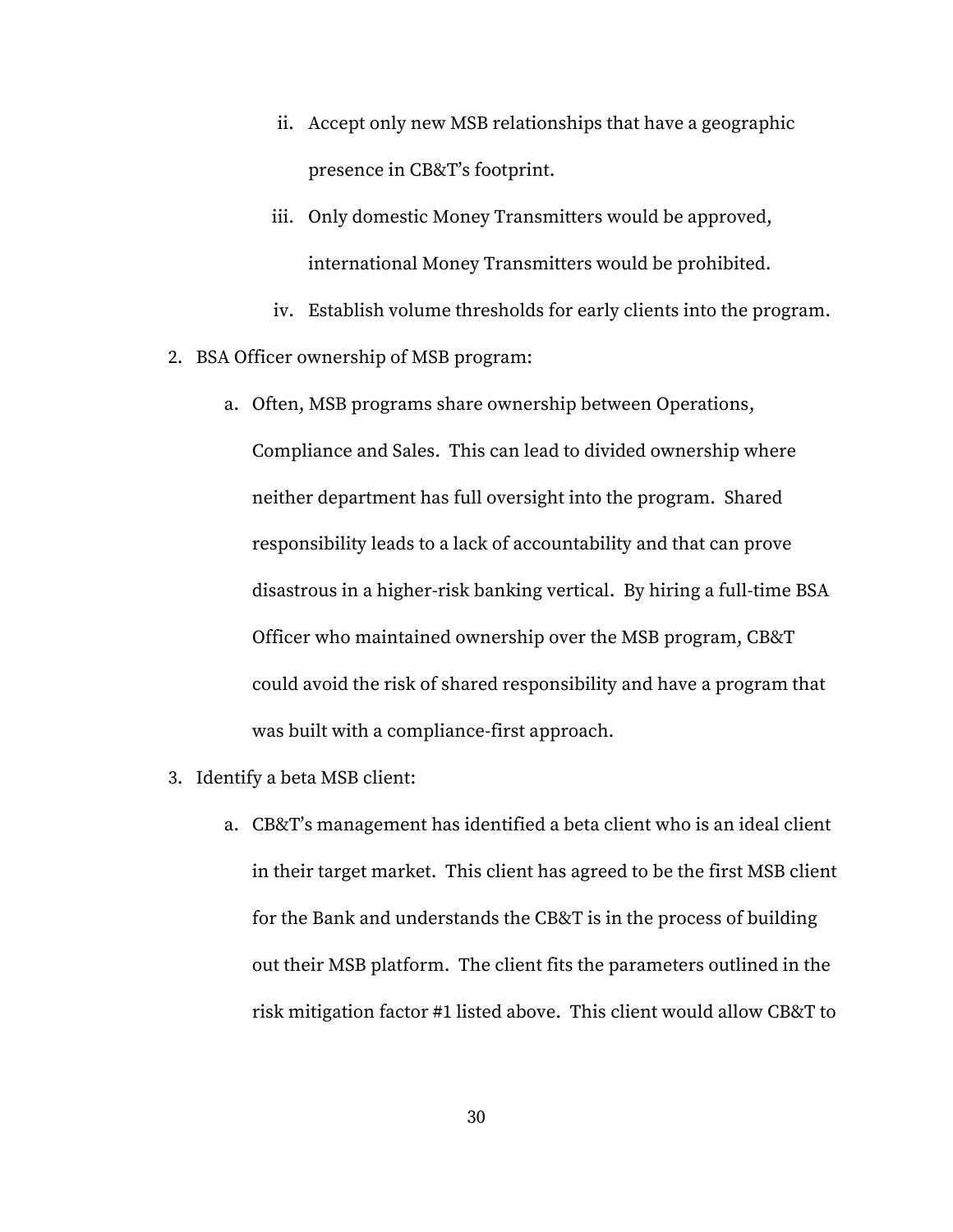ii. Accept only new MSB relationships that have a geographic presence in CB&T's footprint.

   iii. Only domestic Money Transmitters would be approved, international Money Transmitters would be prohibited.

   iv. Establish volume thresholds for early clients into the program.

2. BSA Officer ownership of MSB program:

   a. Often, MSB programs share ownership between Operations, Compliance and Sales. This can lead to divided ownership where neither department has full oversight into the program. Shared responsibility leads to a lack of accountability and that can prove disastrous in a higher-risk banking vertical. By hiring a full-time BSA Officer who maintained ownership over the MSB program, CB&T could avoid the risk of shared responsibility and have a program that was built with a compliance-first approach.

3. Identify a beta MSB client:

   a. CB&T's management has identified a beta client who is an ideal client in their target market. This client has agreed to be the first MSB client for the Bank and understands the CB&T is in the process of building out their MSB platform. The client fits the parameters outlined in the risk mitigation factor #1 listed above. This client would allow CB&T to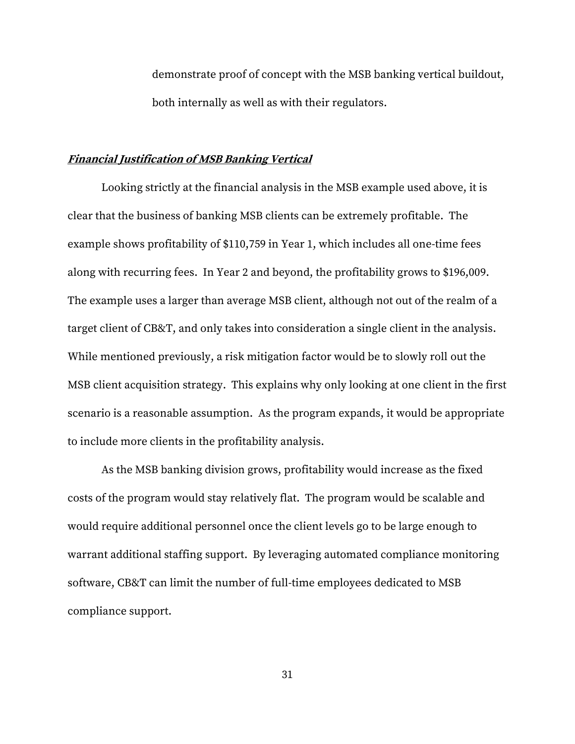demonstrate proof of concept with the MSB banking vertical buildout, both internally as well as with their regulators.

***Financial Justification of MSB Banking Vertical***

Looking strictly at the financial analysis in the MSB example used above, it is clear that the business of banking MSB clients can be extremely profitable. The example shows profitability of $110,759 in Year 1, which includes all one-time fees along with recurring fees. In Year 2 and beyond, the profitability grows to $196,009. The example uses a larger than average MSB client, although not out of the realm of a target client of CB&T, and only takes into consideration a single client in the analysis. While mentioned previously, a risk mitigation factor would be to slowly roll out the MSB client acquisition strategy. This explains why only looking at one client in the first scenario is a reasonable assumption. As the program expands, it would be appropriate to include more clients in the profitability analysis.

As the MSB banking division grows, profitability would increase as the fixed costs of the program would stay relatively flat. The program would be scalable and would require additional personnel once the client levels go to be large enough to warrant additional staffing support. By leveraging automated compliance monitoring software, CB&T can limit the number of full-time employees dedicated to MSB compliance support.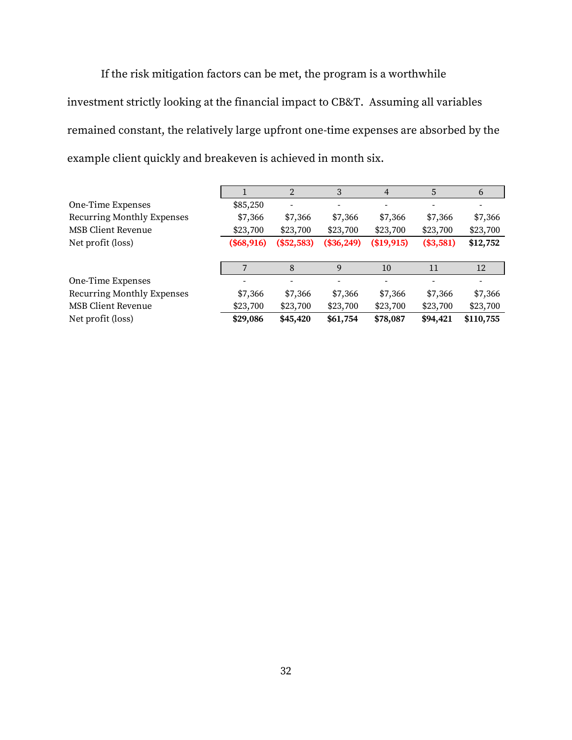If the risk mitigation factors can be met, the program is a worthwhile investment strictly looking at the financial impact to CB&T. Assuming all variables remained constant, the relatively large upfront one-time expenses are absorbed by the example client quickly and breakeven is achieved in month six.

| | 1 | 2 | 3 | 4 | 5 | 6 |
|---|---|---|---|---|---|---|
| One-Time Expenses | $85,250 | - | - | - | - | - |
| Recurring Monthly Expenses | $7,366 | $7,366 | $7,366 | $7,366 | $7,366 | $7,366 |
| MSB Client Revenue | $23,700 | $23,700 | $23,700 | $23,700 | $23,700 | $23,700 |
| Net profit (loss) | **($68,916)** | **($52,583)** | **($36,249)** | **($19,915)** | **($3,581)** | **$12,752** |

| | 7 | 8 | 9 | 10 | 11 | 12 |
|---|---|---|---|---|---|---|
| One-Time Expenses | - | - | - | - | - | - |
| Recurring Monthly Expenses | $7,366 | $7,366 | $7,366 | $7,366 | $7,366 | $7,366 |
| MSB Client Revenue | $23,700 | $23,700 | $23,700 | $23,700 | $23,700 | $23,700 |
| Net profit (loss) | **$29,086** | **$45,420** | **$61,754** | **$78,087** | **$94,421** | **$110,755** |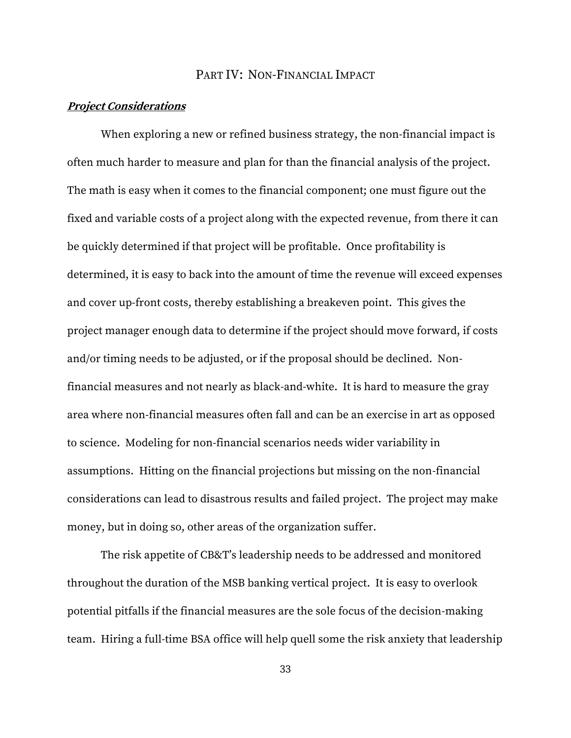# PART IV: NON-FINANCIAL IMPACT

***Project Considerations***

When exploring a new or refined business strategy, the non-financial impact is often much harder to measure and plan for than the financial analysis of the project. The math is easy when it comes to the financial component; one must figure out the fixed and variable costs of a project along with the expected revenue, from there it can be quickly determined if that project will be profitable. Once profitability is determined, it is easy to back into the amount of time the revenue will exceed expenses and cover up-front costs, thereby establishing a breakeven point. This gives the project manager enough data to determine if the project should move forward, if costs and/or timing needs to be adjusted, or if the proposal should be declined. Non-financial measures and not nearly as black-and-white. It is hard to measure the gray area where non-financial measures often fall and can be an exercise in art as opposed to science. Modeling for non-financial scenarios needs wider variability in assumptions. Hitting on the financial projections but missing on the non-financial considerations can lead to disastrous results and failed project. The project may make money, but in doing so, other areas of the organization suffer.

The risk appetite of CB&T's leadership needs to be addressed and monitored throughout the duration of the MSB banking vertical project. It is easy to overlook potential pitfalls if the financial measures are the sole focus of the decision-making team. Hiring a full-time BSA office will help quell some the risk anxiety that leadership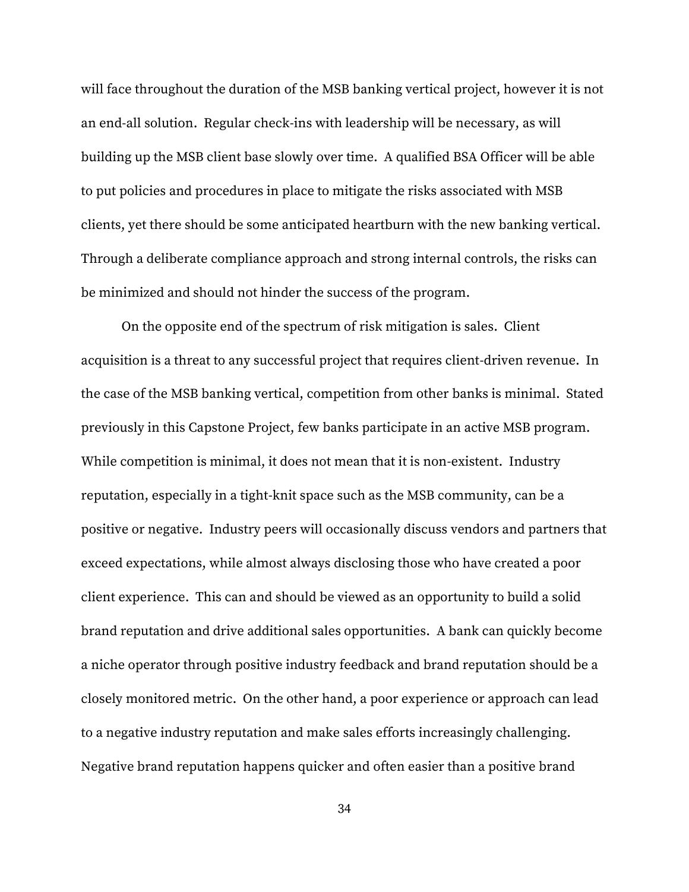will face throughout the duration of the MSB banking vertical project, however it is not an end-all solution. Regular check-ins with leadership will be necessary, as will building up the MSB client base slowly over time. A qualified BSA Officer will be able to put policies and procedures in place to mitigate the risks associated with MSB clients, yet there should be some anticipated heartburn with the new banking vertical. Through a deliberate compliance approach and strong internal controls, the risks can be minimized and should not hinder the success of the program.

On the opposite end of the spectrum of risk mitigation is sales. Client acquisition is a threat to any successful project that requires client-driven revenue. In the case of the MSB banking vertical, competition from other banks is minimal. Stated previously in this Capstone Project, few banks participate in an active MSB program. While competition is minimal, it does not mean that it is non-existent. Industry reputation, especially in a tight-knit space such as the MSB community, can be a positive or negative. Industry peers will occasionally discuss vendors and partners that exceed expectations, while almost always disclosing those who have created a poor client experience. This can and should be viewed as an opportunity to build a solid brand reputation and drive additional sales opportunities. A bank can quickly become a niche operator through positive industry feedback and brand reputation should be a closely monitored metric. On the other hand, a poor experience or approach can lead to a negative industry reputation and make sales efforts increasingly challenging. Negative brand reputation happens quicker and often easier than a positive brand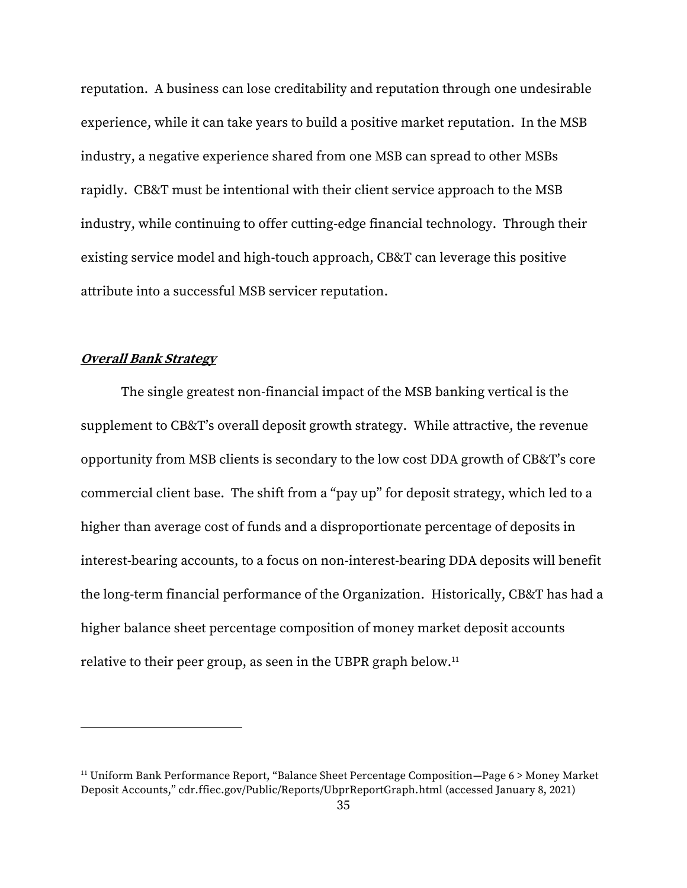reputation. A business can lose creditability and reputation through one undesirable experience, while it can take years to build a positive market reputation. In the MSB industry, a negative experience shared from one MSB can spread to other MSBs rapidly. CB&T must be intentional with their client service approach to the MSB industry, while continuing to offer cutting-edge financial technology. Through their existing service model and high-touch approach, CB&T can leverage this positive attribute into a successful MSB servicer reputation.

### ***Overall Bank Strategy***

The single greatest non-financial impact of the MSB banking vertical is the supplement to CB&T's overall deposit growth strategy. While attractive, the revenue opportunity from MSB clients is secondary to the low cost DDA growth of CB&T's core commercial client base. The shift from a "pay up" for deposit strategy, which led to a higher than average cost of funds and a disproportionate percentage of deposits in interest-bearing accounts, to a focus on non-interest-bearing DDA deposits will benefit the long-term financial performance of the Organization. Historically, CB&T has had a higher balance sheet percentage composition of money market deposit accounts relative to their peer group, as seen in the UBPR graph below.[11]

---

[11] Uniform Bank Performance Report, "Balance Sheet Percentage Composition—Page 6 > Money Market Deposit Accounts," cdr.ffiec.gov/Public/Reports/UbprReportGraph.html (accessed January 8, 2021)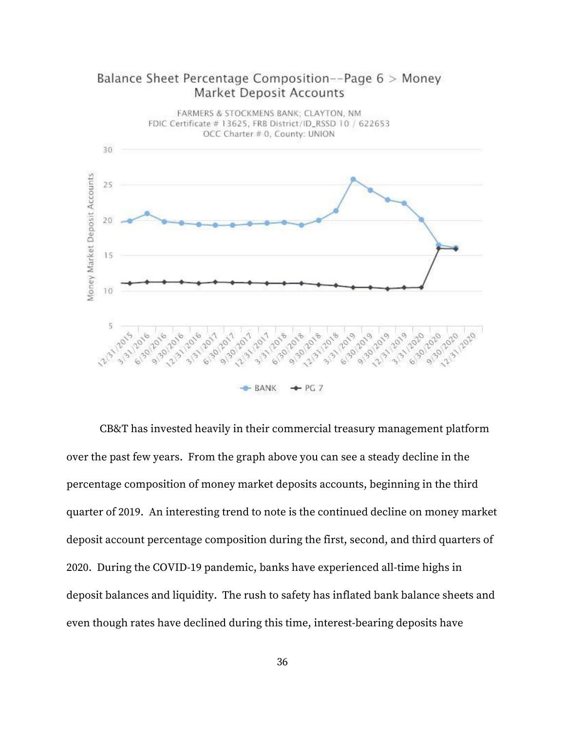Balance Sheet Percentage Composition--Page 6 > Money Market Deposit Accounts

FARMERS & STOCKMENS BANK; CLAYTON, NM
FDIC Certificate # 13625, FRB District/ID_RSSD 10 / 622653
OCC Charter # 0, County: UNION

CB&T has invested heavily in their commercial treasury management platform over the past few years. From the graph above you can see a steady decline in the percentage composition of money market deposits accounts, beginning in the third quarter of 2019. An interesting trend to note is the continued decline on money market deposit account percentage composition during the first, second, and third quarters of 2020. During the COVID-19 pandemic, banks have experienced all-time highs in deposit balances and liquidity. The rush to safety has inflated bank balance sheets and even though rates have declined during this time, interest-bearing deposits have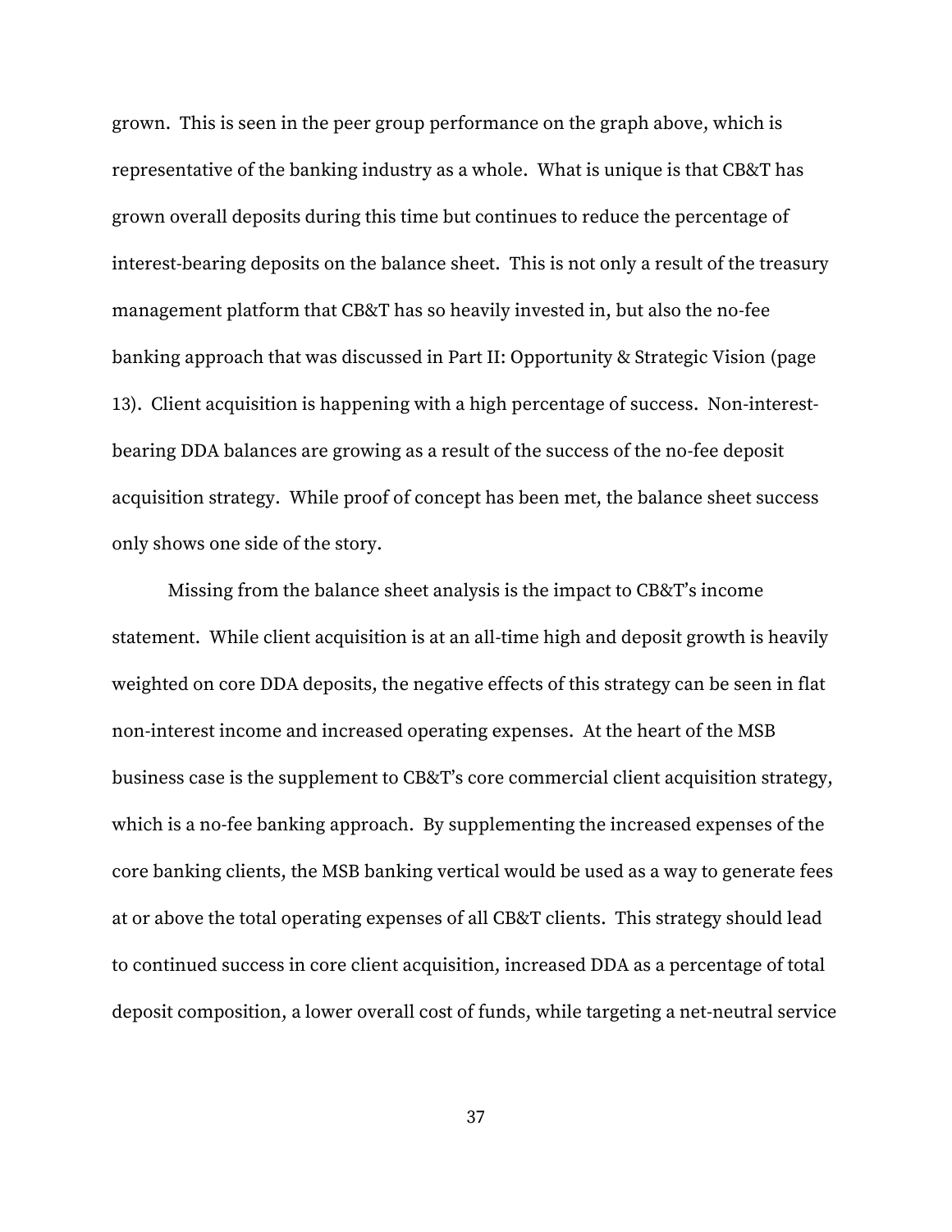grown. This is seen in the peer group performance on the graph above, which is representative of the banking industry as a whole. What is unique is that CB&T has grown overall deposits during this time but continues to reduce the percentage of interest-bearing deposits on the balance sheet. This is not only a result of the treasury management platform that CB&T has so heavily invested in, but also the no-fee banking approach that was discussed in Part II: Opportunity & Strategic Vision (page 13). Client acquisition is happening with a high percentage of success. Non-interest-bearing DDA balances are growing as a result of the success of the no-fee deposit acquisition strategy. While proof of concept has been met, the balance sheet success only shows one side of the story.

Missing from the balance sheet analysis is the impact to CB&T's income statement. While client acquisition is at an all-time high and deposit growth is heavily weighted on core DDA deposits, the negative effects of this strategy can be seen in flat non-interest income and increased operating expenses. At the heart of the MSB business case is the supplement to CB&T's core commercial client acquisition strategy, which is a no-fee banking approach. By supplementing the increased expenses of the core banking clients, the MSB banking vertical would be used as a way to generate fees at or above the total operating expenses of all CB&T clients. This strategy should lead to continued success in core client acquisition, increased DDA as a percentage of total deposit composition, a lower overall cost of funds, while targeting a net-neutral service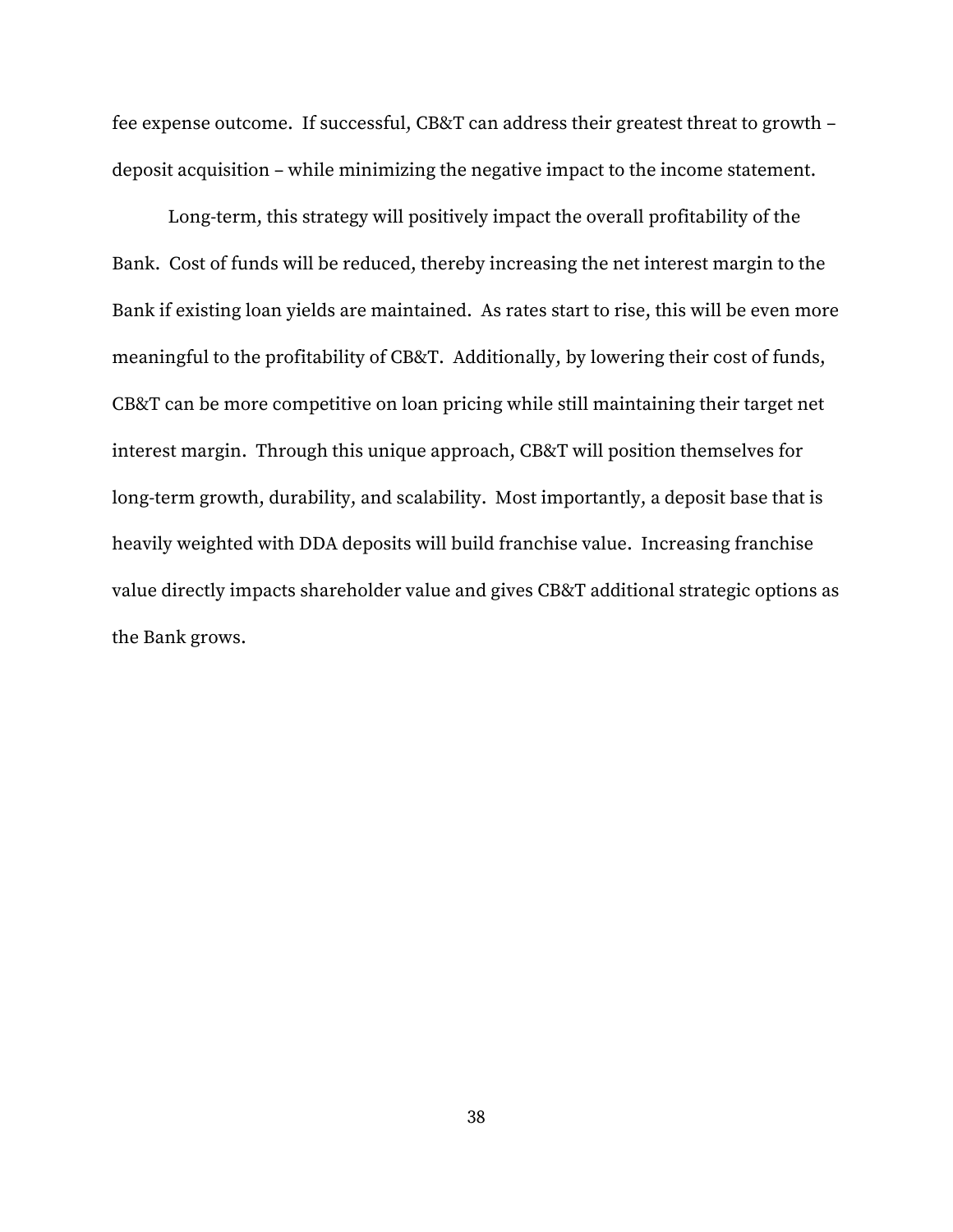fee expense outcome. If successful, CB&T can address their greatest threat to growth – deposit acquisition – while minimizing the negative impact to the income statement.

Long-term, this strategy will positively impact the overall profitability of the Bank. Cost of funds will be reduced, thereby increasing the net interest margin to the Bank if existing loan yields are maintained. As rates start to rise, this will be even more meaningful to the profitability of CB&T. Additionally, by lowering their cost of funds, CB&T can be more competitive on loan pricing while still maintaining their target net interest margin. Through this unique approach, CB&T will position themselves for long-term growth, durability, and scalability. Most importantly, a deposit base that is heavily weighted with DDA deposits will build franchise value. Increasing franchise value directly impacts shareholder value and gives CB&T additional strategic options as the Bank grows.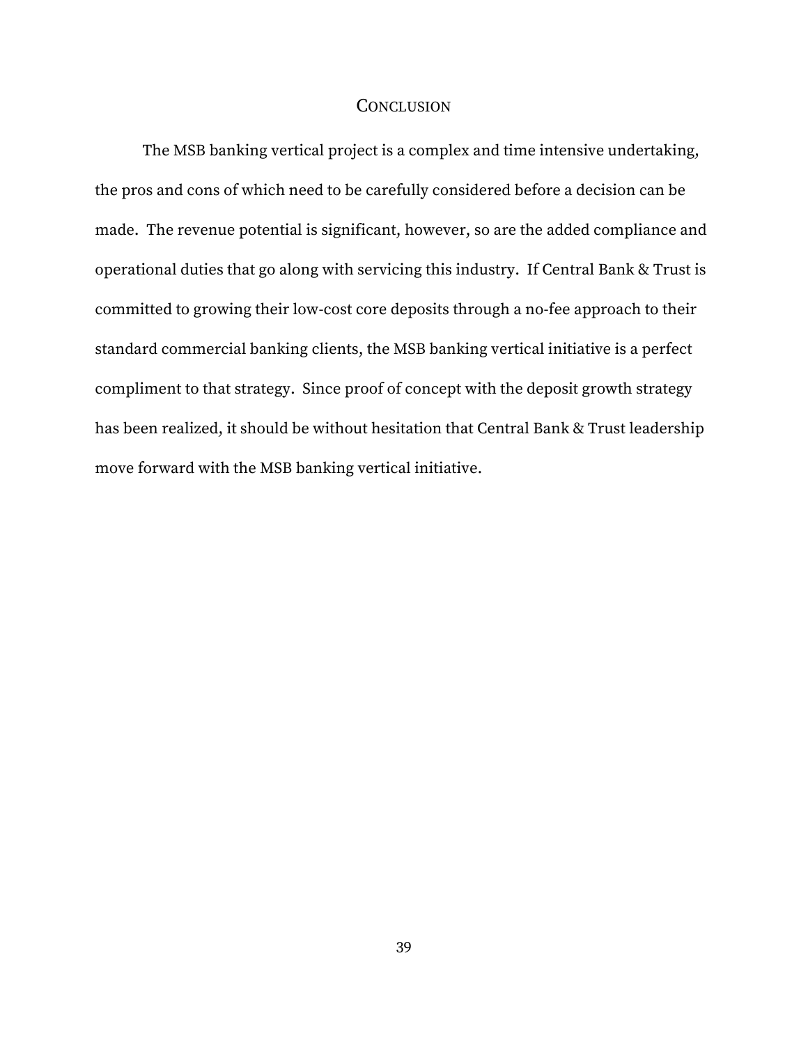# Conclusion

The MSB banking vertical project is a complex and time intensive undertaking, the pros and cons of which need to be carefully considered before a decision can be made. The revenue potential is significant, however, so are the added compliance and operational duties that go along with servicing this industry. If Central Bank & Trust is committed to growing their low-cost core deposits through a no-fee approach to their standard commercial banking clients, the MSB banking vertical initiative is a perfect compliment to that strategy. Since proof of concept with the deposit growth strategy has been realized, it should be without hesitation that Central Bank & Trust leadership move forward with the MSB banking vertical initiative.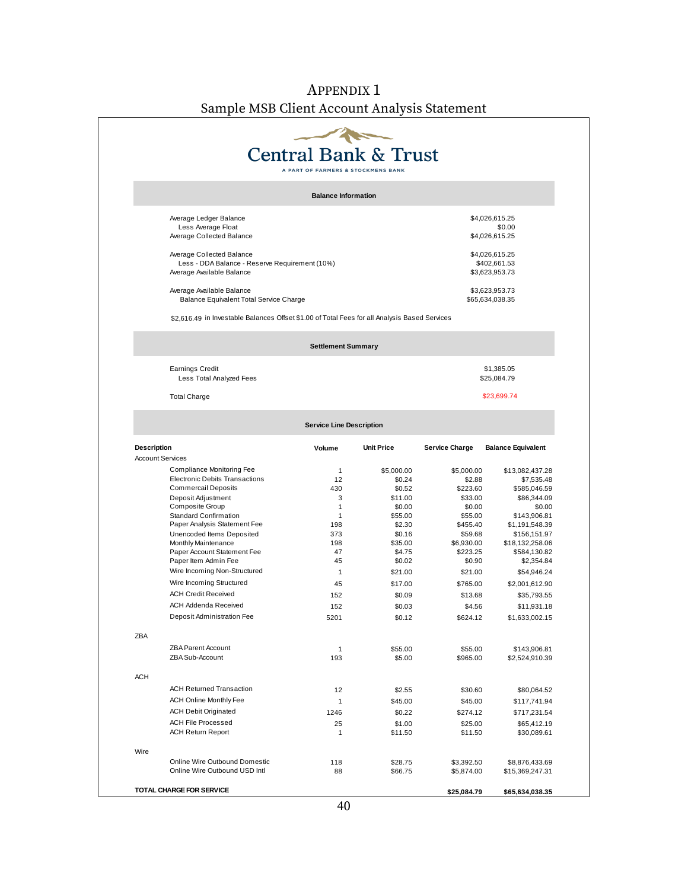# Appendix 1

## Sample MSB Client Account Analysis Statement

**Central Bank & Trust**

A PART OF FARMERS & STOCKMENS BANK

### Balance Information

| | |
|---|---|
| Average Ledger Balance | $4,026,615.25 |
| Less Average Float | $0.00 |
| Average Collected Balance | $4,026,615.25 |
| | |
| Average Collected Balance | $4,026,615.25 |
| Less - DDA Balance - Reserve Requirement (10%) | $402,661.53 |
| Average Available Balance | $3,623,953.73 |
| | |
| Average Available Balance | $3,623,953.73 |
| Balance Equivalent Total Service Charge | $65,634,038.35 |

$2,616.49 in Investable Balances Offset $1.00 of Total Fees for all Analysis Based Services

### Settlement Summary

| | |
|---|---|
| Earnings Credit | $1,385.05 |
| Less Total Analyzed Fees | $25,084.79 |
| | |
| Total Charge | $23,699.74 |

### Service Line Description

| Description | Volume | Unit Price | Service Charge | Balance Equivalent |
|---|---|---|---|---|
| Account Services | | | | |
| Compliance Monitoring Fee | 1 | $5,000.00 | $5,000.00 | $13,082,437.28 |
| Electronic Debits Transactions | 12 | $0.24 | $2.88 | $7,535.48 |
| Commercail Deposits | 430 | $0.52 | $223.60 | $585,046.59 |
| Deposit Adjustment | 3 | $11.00 | $33.00 | $86,344.09 |
| Composite Group | 1 | $0.00 | $0.00 | $0.00 |
| Standard Confirmation | 1 | $55.00 | $55.00 | $143,906.81 |
| Paper Analysis Statement Fee | 198 | $2.30 | $455.40 | $1,191,548.39 |
| Unencoded Items Deposited | 373 | $0.16 | $59.68 | $156,151.97 |
| Monthly Maintenance | 198 | $35.00 | $6,930.00 | $18,132,258.06 |
| Paper Account Statement Fee | 47 | $4.75 | $223.25 | $584,130.82 |
| Paper Item Admin Fee | 45 | $0.02 | $0.90 | $2,354.84 |
| Wire Incoming Non-Structured | 1 | $21.00 | $21.00 | $54,946.24 |
| Wire Incoming Structured | 45 | $17.00 | $765.00 | $2,001,612.90 |
| ACH Credit Received | 152 | $0.09 | $13.68 | $35,793.55 |
| ACH Addenda Received | 152 | $0.03 | $4.56 | $11,931.18 |
| Deposit Administration Fee | 5201 | $0.12 | $624.12 | $1,633,002.15 |
| ZBA | | | | |
| ZBA Parent Account | 1 | $55.00 | $55.00 | $143,906.81 |
| ZBA Sub-Account | 193 | $5.00 | $965.00 | $2,524,910.39 |
| ACH | | | | |
| ACH Returned Transaction | 12 | $2.55 | $30.60 | $80,064.52 |
| ACH Online Monthly Fee | 1 | $45.00 | $45.00 | $117,741.94 |
| ACH Debit Originated | 1246 | $0.22 | $274.12 | $717,231.54 |
| ACH File Processed | 25 | $1.00 | $25.00 | $65,412.19 |
| ACH Return Report | 1 | $11.50 | $11.50 | $30,089.61 |
| Wire | | | | |
| Online Wire Outbound Domestic | 118 | $28.75 | $3,392.50 | $8,876,433.69 |
| Online Wire Outbound USD Intl | 88 | $66.75 | $5,874.00 | $15,369,247.31 |
| **TOTAL CHARGE FOR SERVICE** | | | **$25,084.79** | **$65,634,038.35** |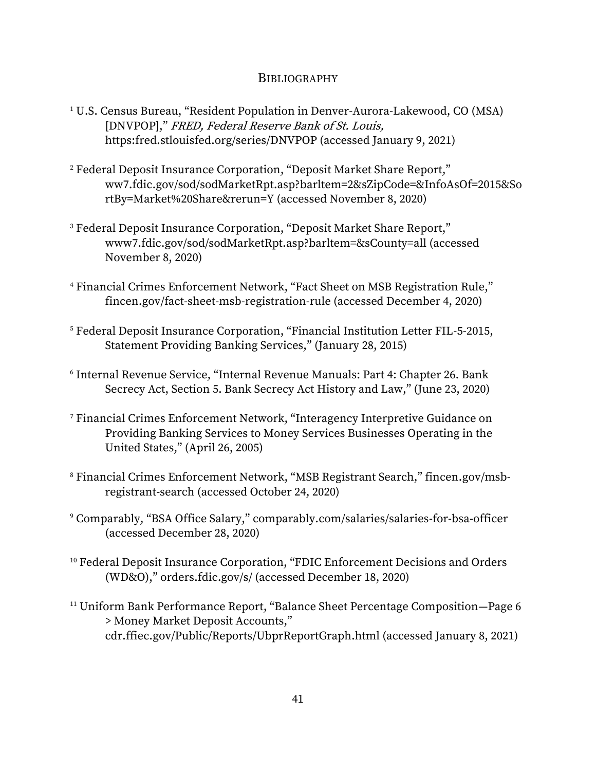# BIBLIOGRAPHY

[1] U.S. Census Bureau, "Resident Population in Denver-Aurora-Lakewood, CO (MSA) [DNVPOP]," *FRED, Federal Reserve Bank of St. Louis,* https:fred.stlouisfed.org/series/DNVPOP (accessed January 9, 2021)

[2] Federal Deposit Insurance Corporation, "Deposit Market Share Report," ww7.fdic.gov/sod/sodMarketRpt.asp?barItem=2&sZipCode=&InfoAsOf=2015&SortBy=Market%20Share&rerun=Y (accessed November 8, 2020)

[3] Federal Deposit Insurance Corporation, "Deposit Market Share Report," www7.fdic.gov/sod/sodMarketRpt.asp?barItem=&sCounty=all (accessed November 8, 2020)

[4] Financial Crimes Enforcement Network, "Fact Sheet on MSB Registration Rule," fincen.gov/fact-sheet-msb-registration-rule (accessed December 4, 2020)

[5] Federal Deposit Insurance Corporation, "Financial Institution Letter FIL-5-2015, Statement Providing Banking Services," (January 28, 2015)

[6] Internal Revenue Service, "Internal Revenue Manuals: Part 4: Chapter 26. Bank Secrecy Act, Section 5. Bank Secrecy Act History and Law," (June 23, 2020)

[7] Financial Crimes Enforcement Network, "Interagency Interpretive Guidance on Providing Banking Services to Money Services Businesses Operating in the United States," (April 26, 2005)

[8] Financial Crimes Enforcement Network, "MSB Registrant Search," fincen.gov/msb-registrant-search (accessed October 24, 2020)

[9] Comparably, "BSA Office Salary," comparably.com/salaries/salaries-for-bsa-officer (accessed December 28, 2020)

[10] Federal Deposit Insurance Corporation, "FDIC Enforcement Decisions and Orders (WD&O)," orders.fdic.gov/s/ (accessed December 18, 2020)

[11] Uniform Bank Performance Report, "Balance Sheet Percentage Composition—Page 6 > Money Market Deposit Accounts," cdr.ffiec.gov/Public/Reports/UbprReportGraph.html (accessed January 8, 2021)